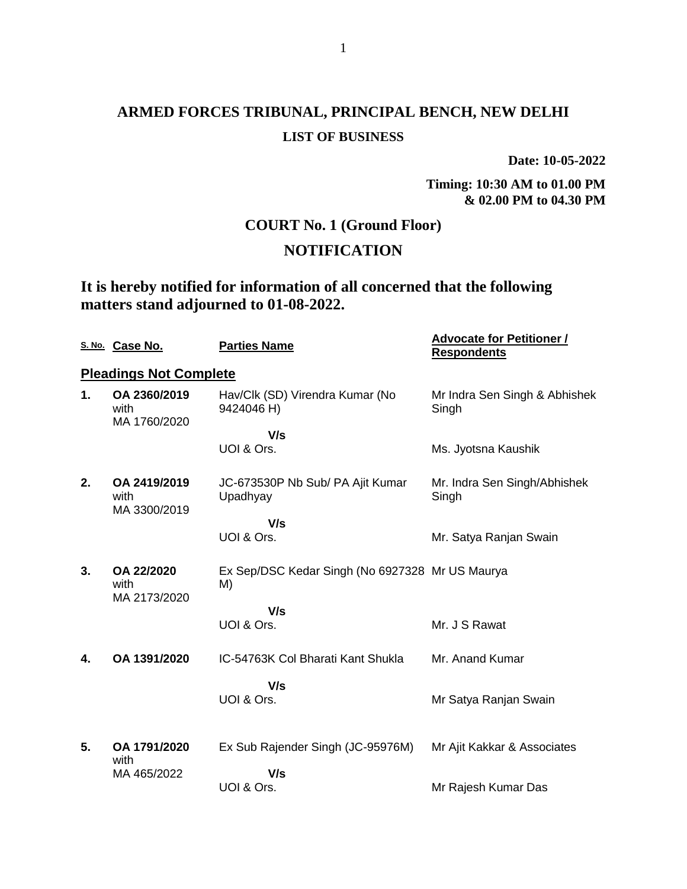# ARMED FORCES TRIBUNAL, PRINCIPAL BENCH, NEW DELHI

**LIST OF BUSINESS**

**Date: 10-05-2022**

**Timing: 10:30 AM to 01.00 PM & 02.00 PM to 04.30 PM**

## COURT No. 1 (Ground Floor)

## NOTIFICATION

**It is hereby notified for information of all concerned that the following matters stand adjourned to 01-08-2022.**

| S. No. | Case No. | Parties Name | Advocate for Petitioner / Respondents |
|---|---|---|---|
| **Pleadings Not Complete** | | | |
| **1.** | **OA 2360/2019** with MA 1760/2020 | Hav/Clk (SD) Virendra Kumar (No 9424046 H) **V/s** UOI & Ors. | Mr Indra Sen Singh & Abhishek Singh / Ms. Jyotsna Kaushik |
| **2.** | **OA 2419/2019** with MA 3300/2019 | JC-673530P Nb Sub/ PA Ajit Kumar Upadhyay **V/s** UOI & Ors. | Mr. Indra Sen Singh/Abhishek Singh / Mr. Satya Ranjan Swain |
| **3.** | **OA 22/2020** with MA 2173/2020 | Ex Sep/DSC Kedar Singh (No 6927328 M) **V/s** UOI & Ors. | Mr US Maurya / Mr. J S Rawat |
| **4.** | **OA 1391/2020** | IC-54763K Col Bharati Kant Shukla **V/s** UOI & Ors. | Mr. Anand Kumar / Mr Satya Ranjan Swain |
| **5.** | **OA 1791/2020** with MA 465/2022 | Ex Sub Rajender Singh (JC-95976M) **V/s** UOI & Ors. | Mr Ajit Kakkar & Associates / Mr Rajesh Kumar Das |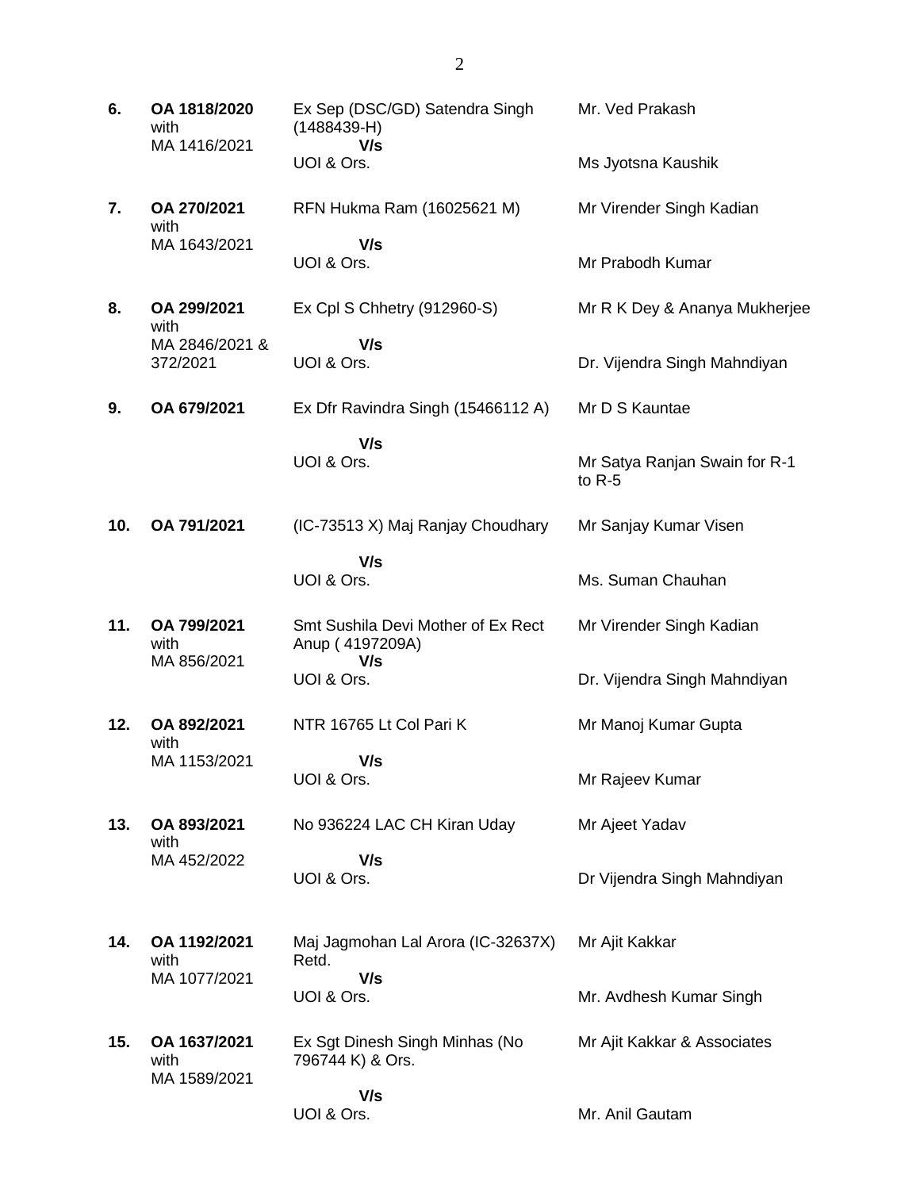| | | | |
|---|---|---|---|
| **6.** | **OA 1818/2020** with MA 1416/2021 | Ex Sep (DSC/GD) Satendra Singh (1488439-H) **V/s** UOI & Ors. | Mr. Ved Prakash<br><br>Ms Jyotsna Kaushik |
| **7.** | **OA 270/2021** with MA 1643/2021 | RFN Hukma Ram (16025621 M) **V/s** UOI & Ors. | Mr Virender Singh Kadian<br><br>Mr Prabodh Kumar |
| **8.** | **OA 299/2021** with MA 2846/2021 & 372/2021 | Ex Cpl S Chhetry (912960-S) **V/s** UOI & Ors. | Mr R K Dey & Ananya Mukherjee<br><br>Dr. Vijendra Singh Mahndiyan |
| **9.** | **OA 679/2021** | Ex Dfr Ravindra Singh (15466112 A) **V/s** UOI & Ors. | Mr D S Kauntae<br><br>Mr Satya Ranjan Swain for R-1 to R-5 |
| **10.** | **OA 791/2021** | (IC-73513 X) Maj Ranjay Choudhary **V/s** UOI & Ors. | Mr Sanjay Kumar Visen<br><br>Ms. Suman Chauhan |
| **11.** | **OA 799/2021** with MA 856/2021 | Smt Sushila Devi Mother of Ex Rect Anup ( 4197209A) **V/s** UOI & Ors. | Mr Virender Singh Kadian<br><br>Dr. Vijendra Singh Mahndiyan |
| **12.** | **OA 892/2021** with MA 1153/2021 | NTR 16765 Lt Col Pari K **V/s** UOI & Ors. | Mr Manoj Kumar Gupta<br><br>Mr Rajeev Kumar |
| **13.** | **OA 893/2021** with MA 452/2022 | No 936224 LAC CH Kiran Uday **V/s** UOI & Ors. | Mr Ajeet Yadav<br><br>Dr Vijendra Singh Mahndiyan |
| **14.** | **OA 1192/2021** with MA 1077/2021 | Maj Jagmohan Lal Arora (IC-32637X) Retd. **V/s** UOI & Ors. | Mr Ajit Kakkar<br><br>Mr. Avdhesh Kumar Singh |
| **15.** | **OA 1637/2021** with MA 1589/2021 | Ex Sgt Dinesh Singh Minhas (No 796744 K) & Ors. **V/s** UOI & Ors. | Mr Ajit Kakkar & Associates<br><br>Mr. Anil Gautam |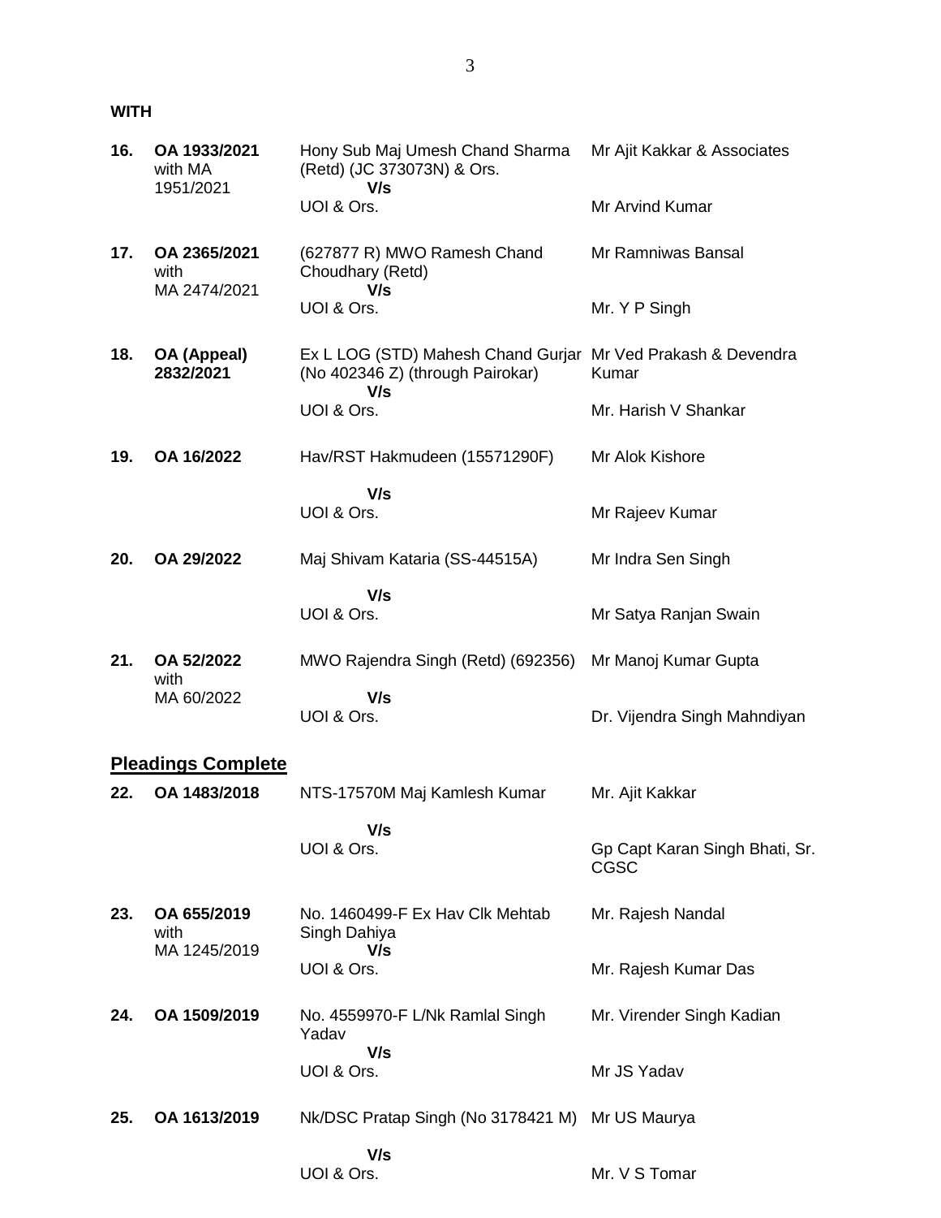**WITH**

| | | | |
|---|---|---|---|
| **16.** | **OA 1933/2021** with MA 1951/2021 | Hony Sub Maj Umesh Chand Sharma (Retd) (JC 373073N) & Ors. **V/s** UOI & Ors. | Mr Ajit Kakkar & Associates<br><br>Mr Arvind Kumar |
| **17.** | **OA 2365/2021** with MA 2474/2021 | (627877 R) MWO Ramesh Chand Choudhary (Retd) **V/s** UOI & Ors. | Mr Ramniwas Bansal<br><br>Mr. Y P Singh |
| **18.** | **OA (Appeal) 2832/2021** | Ex L LOG (STD) Mahesh Chand Gurjar (No 402346 Z) (through Pairokar) **V/s** UOI & Ors. | Mr Ved Prakash & Devendra Kumar<br><br>Mr. Harish V Shankar |
| **19.** | **OA 16/2022** | Hav/RST Hakmudeen (15571290F) **V/s** UOI & Ors. | Mr Alok Kishore<br><br>Mr Rajeev Kumar |
| **20.** | **OA 29/2022** | Maj Shivam Kataria (SS-44515A) **V/s** UOI & Ors. | Mr Indra Sen Singh<br><br>Mr Satya Ranjan Swain |
| **21.** | **OA 52/2022** with MA 60/2022 | MWO Rajendra Singh (Retd) (692356) **V/s** UOI & Ors. | Mr Manoj Kumar Gupta<br><br>Dr. Vijendra Singh Mahndiyan |

## Pleadings Complete

| | | | |
|---|---|---|---|
| **22.** | **OA 1483/2018** | NTS-17570M Maj Kamlesh Kumar **V/s** UOI & Ors. | Mr. Ajit Kakkar<br><br>Gp Capt Karan Singh Bhati, Sr. CGSC |
| **23.** | **OA 655/2019** with MA 1245/2019 | No. 1460499-F Ex Hav Clk Mehtab Singh Dahiya **V/s** UOI & Ors. | Mr. Rajesh Nandal<br><br>Mr. Rajesh Kumar Das |
| **24.** | **OA 1509/2019** | No. 4559970-F L/Nk Ramlal Singh Yadav **V/s** UOI & Ors. | Mr. Virender Singh Kadian<br><br>Mr JS Yadav |
| **25.** | **OA 1613/2019** | Nk/DSC Pratap Singh (No 3178421 M) **V/s** UOI & Ors. | Mr US Maurya<br><br>Mr. V S Tomar |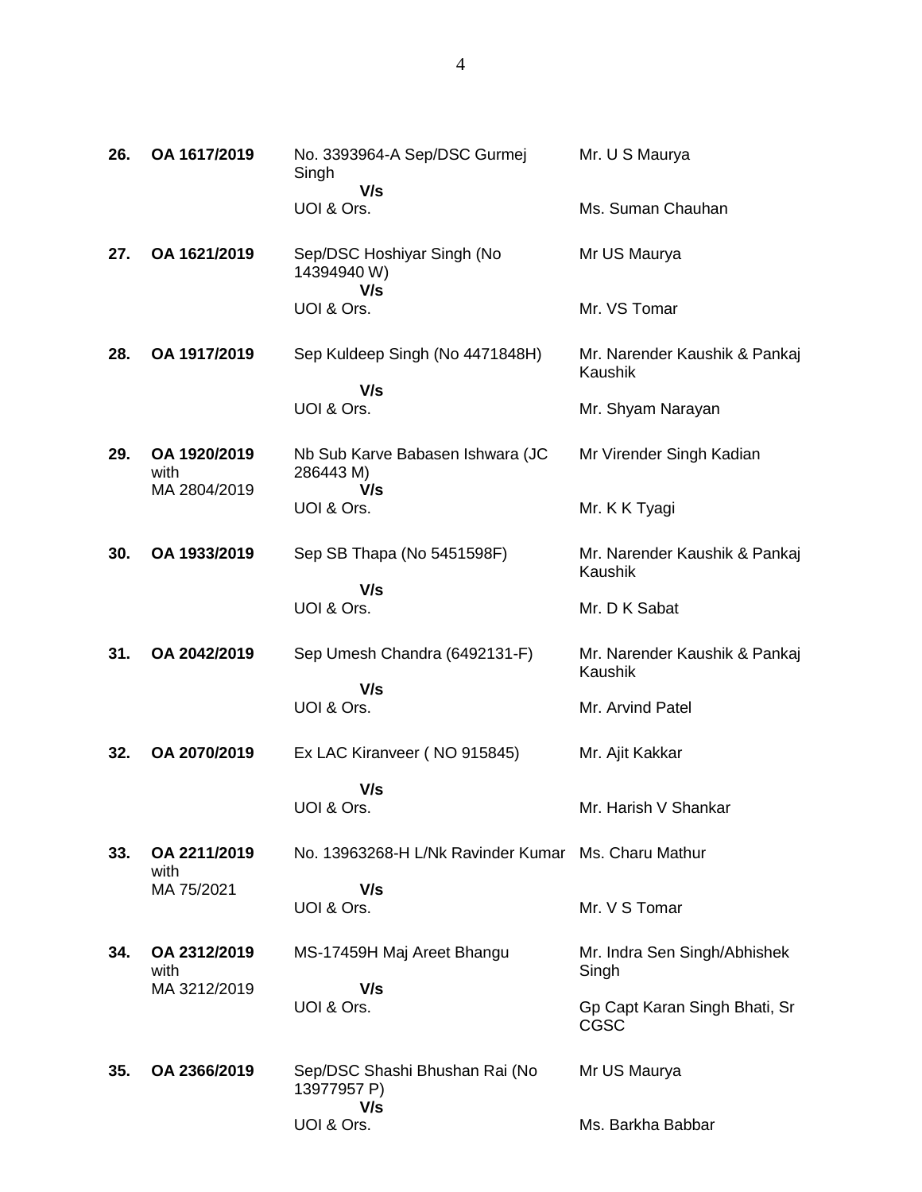| | | | |
|---|---|---|---|
| **26.** | **OA 1617/2019** | No. 3393964-A Sep/DSC Gurmej Singh<br>**V/s**<br>UOI & Ors. | Mr. U S Maurya<br><br>Ms. Suman Chauhan |
| **27.** | **OA 1621/2019** | Sep/DSC Hoshiyar Singh (No 14394940 W)<br>**V/s**<br>UOI & Ors. | Mr US Maurya<br><br>Mr. VS Tomar |
| **28.** | **OA 1917/2019** | Sep Kuldeep Singh (No 4471848H)<br>**V/s**<br>UOI & Ors. | Mr. Narender Kaushik & Pankaj Kaushik<br><br>Mr. Shyam Narayan |
| **29.** | **OA 1920/2019** with MA 2804/2019 | Nb Sub Karve Babasen Ishwara (JC 286443 M)<br>**V/s**<br>UOI & Ors. | Mr Virender Singh Kadian<br><br>Mr. K K Tyagi |
| **30.** | **OA 1933/2019** | Sep SB Thapa (No 5451598F)<br>**V/s**<br>UOI & Ors. | Mr. Narender Kaushik & Pankaj Kaushik<br><br>Mr. D K Sabat |
| **31.** | **OA 2042/2019** | Sep Umesh Chandra (6492131-F)<br>**V/s**<br>UOI & Ors. | Mr. Narender Kaushik & Pankaj Kaushik<br><br>Mr. Arvind Patel |
| **32.** | **OA 2070/2019** | Ex LAC Kiranveer ( NO 915845)<br>**V/s**<br>UOI & Ors. | Mr. Ajit Kakkar<br><br>Mr. Harish V Shankar |
| **33.** | **OA 2211/2019** with MA 75/2021 | No. 13963268-H L/Nk Ravinder Kumar<br>**V/s**<br>UOI & Ors. | Ms. Charu Mathur<br><br>Mr. V S Tomar |
| **34.** | **OA 2312/2019** with MA 3212/2019 | MS-17459H Maj Areet Bhangu<br>**V/s**<br>UOI & Ors. | Mr. Indra Sen Singh/Abhishek Singh<br><br>Gp Capt Karan Singh Bhati, Sr CGSC |
| **35.** | **OA 2366/2019** | Sep/DSC Shashi Bhushan Rai (No 13977957 P)<br>**V/s**<br>UOI & Ors. | Mr US Maurya<br><br>Ms. Barkha Babbar |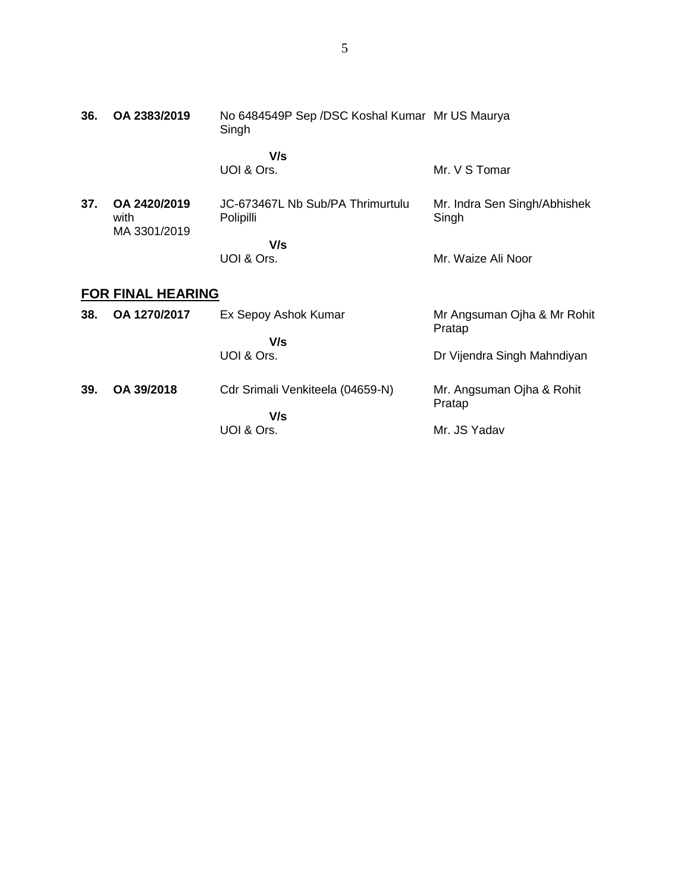| | | | |
|---|---|---|---|
| **36.** | **OA 2383/2019** | No 6484549P Sep /DSC Koshal Kumar Singh | Mr US Maurya |
| | | **V/s** | |
| | | UOI & Ors. | Mr. V S Tomar |
| **37.** | **OA 2420/2019** with MA 3301/2019 | JC-673467L Nb Sub/PA Thrimurtulu Polipilli | Mr. Indra Sen Singh/Abhishek Singh |
| | | **V/s** | |
| | | UOI & Ors. | Mr. Waize Ali Noor |

## FOR FINAL HEARING

| | | | |
|---|---|---|---|
| **38.** | **OA 1270/2017** | Ex Sepoy Ashok Kumar | Mr Angsuman Ojha & Mr Rohit Pratap |
| | | **V/s** | |
| | | UOI & Ors. | Dr Vijendra Singh Mahndiyan |
| **39.** | **OA 39/2018** | Cdr Srimali Venkiteela (04659-N) | Mr. Angsuman Ojha & Rohit Pratap |
| | | **V/s** | |
| | | UOI & Ors. | Mr. JS Yadav |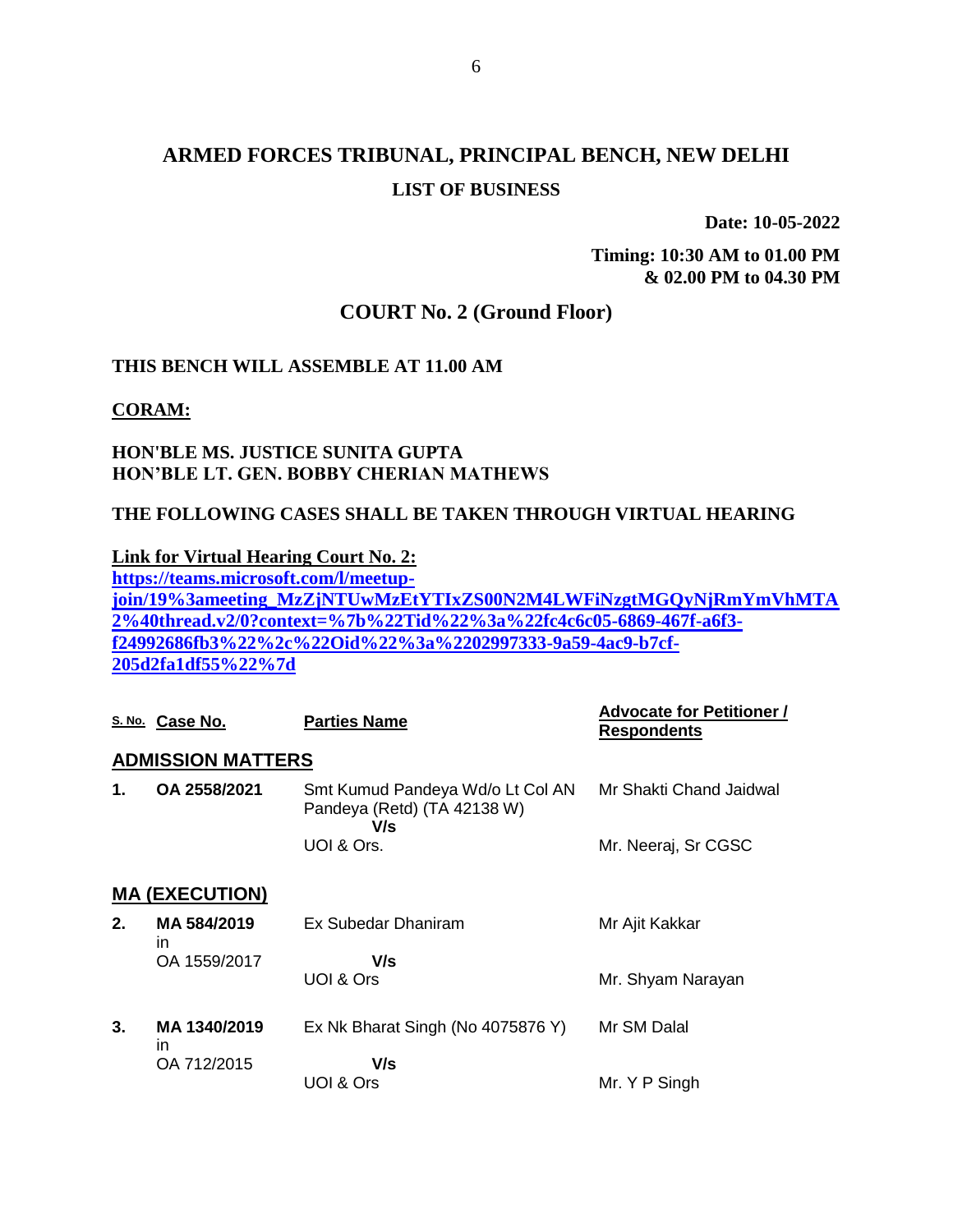# ARMED FORCES TRIBUNAL, PRINCIPAL BENCH, NEW DELHI

## LIST OF BUSINESS

**Date: 10-05-2022**

**Timing: 10:30 AM to 01.00 PM**
**& 02.00 PM to 04.30 PM**

## COURT No. 2 (Ground Floor)

**THIS BENCH WILL ASSEMBLE AT 11.00 AM**

**CORAM:**

**HON'BLE MS. JUSTICE SUNITA GUPTA**
**HON'BLE LT. GEN. BOBBY CHERIAN MATHEWS**

**THE FOLLOWING CASES SHALL BE TAKEN THROUGH VIRTUAL HEARING**

**Link for Virtual Hearing Court No. 2:**
**https://teams.microsoft.com/l/meetup-join/19%3ameeting_MzZjNTUwMzEtYTIxZS00N2M4LWFiNzgtMGQyNjRmYmVhMTA2%40thread.v2/0?context=%7b%22Tid%22%3a%22fc4c6c05-6869-467f-a6f3-f24992686fb3%22%2c%22Oid%22%3a%2202997333-9a59-4ac9-b7cf-205d2fa1df55%22%7d**

| S. No. | Case No. | Parties Name | Advocate for Petitioner / Respondents |
|---|---|---|---|
| **ADMISSION MATTERS** | | | |
| **1.** | **OA 2558/2021** | Smt Kumud Pandeya Wd/o Lt Col AN Pandeya (Retd) (TA 42138 W) **V/s** UOI & Ors. | Mr Shakti Chand Jaidwal<br>Mr. Neeraj, Sr CGSC |
| **MA (EXECUTION)** | | | |
| **2.** | **MA 584/2019** in OA 1559/2017 | Ex Subedar Dhaniram **V/s** UOI & Ors | Mr Ajit Kakkar<br>Mr. Shyam Narayan |
| **3.** | **MA 1340/2019** in OA 712/2015 | Ex Nk Bharat Singh (No 4075876 Y) **V/s** UOI & Ors | Mr SM Dalal<br>Mr. Y P Singh |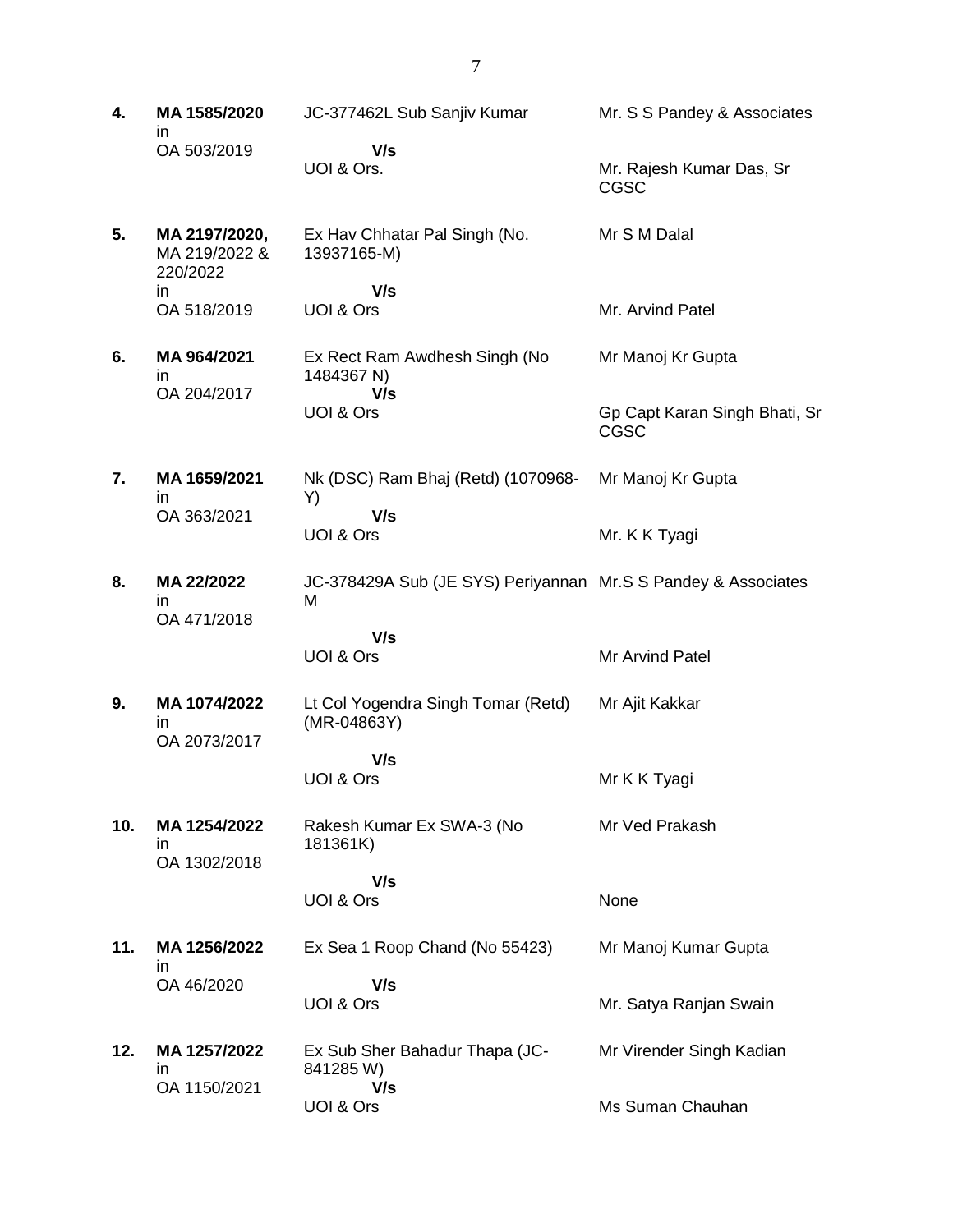| | | | |
|---|---|---|---|
| **4.** | **MA 1585/2020** in OA 503/2019 | JC-377462L Sub Sanjiv Kumar **V/s** UOI & Ors. | Mr. S S Pandey & Associates<br><br>Mr. Rajesh Kumar Das, Sr CGSC |
| **5.** | **MA 2197/2020,** MA 219/2022 & 220/2022 in OA 518/2019 | Ex Hav Chhatar Pal Singh (No. 13937165-M) **V/s** UOI & Ors | Mr S M Dalal<br><br>Mr. Arvind Patel |
| **6.** | **MA 964/2021** in OA 204/2017 | Ex Rect Ram Awdhesh Singh (No 1484367 N) **V/s** UOI & Ors | Mr Manoj Kr Gupta<br><br>Gp Capt Karan Singh Bhati, Sr CGSC |
| **7.** | **MA 1659/2021** in OA 363/2021 | Nk (DSC) Ram Bhaj (Retd) (1070968-Y) **V/s** UOI & Ors | Mr Manoj Kr Gupta<br><br>Mr. K K Tyagi |
| **8.** | **MA 22/2022** in OA 471/2018 | JC-378429A Sub (JE SYS) Periyannan M **V/s** UOI & Ors | Mr.S S Pandey & Associates<br><br>Mr Arvind Patel |
| **9.** | **MA 1074/2022** in OA 2073/2017 | Lt Col Yogendra Singh Tomar (Retd) (MR-04863Y) **V/s** UOI & Ors | Mr Ajit Kakkar<br><br>Mr K K Tyagi |
| **10.** | **MA 1254/2022** in OA 1302/2018 | Rakesh Kumar Ex SWA-3 (No 181361K) **V/s** UOI & Ors | Mr Ved Prakash<br><br>None |
| **11.** | **MA 1256/2022** in OA 46/2020 | Ex Sea 1 Roop Chand (No 55423) **V/s** UOI & Ors | Mr Manoj Kumar Gupta<br><br>Mr. Satya Ranjan Swain |
| **12.** | **MA 1257/2022** in OA 1150/2021 | Ex Sub Sher Bahadur Thapa (JC-841285 W) **V/s** UOI & Ors | Mr Virender Singh Kadian<br><br>Ms Suman Chauhan |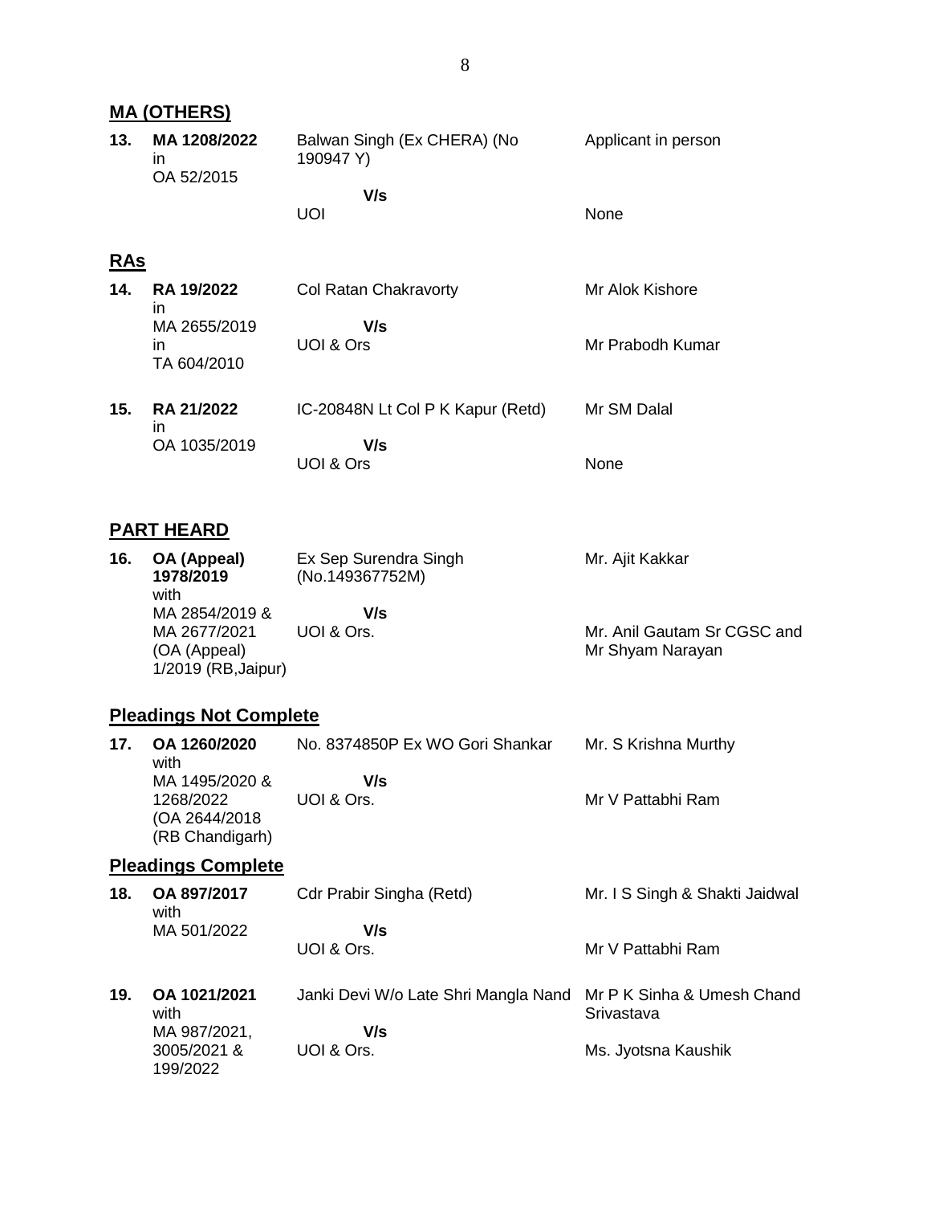## MA (OTHERS)

| No. | Case | Parties | Counsel |
|---|---|---|---|
| 13. | **MA 1208/2022** in OA 52/2015 | Balwan Singh (Ex CHERA) (No 190947 Y) | Applicant in person |
| | | **V/s** | |
| | | UOI | None |

## RAs

| No. | Case | Parties | Counsel |
|---|---|---|---|
| 14. | **RA 19/2022** in MA 2655/2019 in TA 604/2010 | Col Ratan Chakravorty | Mr Alok Kishore |
| | | **V/s** | |
| | | UOI & Ors | Mr Prabodh Kumar |
| 15. | **RA 21/2022** in OA 1035/2019 | IC-20848N Lt Col P K Kapur (Retd) | Mr SM Dalal |
| | | **V/s** | |
| | | UOI & Ors | None |

## PART HEARD

| No. | Case | Parties | Counsel |
|---|---|---|---|
| 16. | **OA (Appeal) 1978/2019** with MA 2854/2019 & MA 2677/2021 (OA (Appeal) 1/2019 (RB,Jaipur) | Ex Sep Surendra Singh (No.149367752M) | Mr. Ajit Kakkar |
| | | **V/s** | |
| | | UOI & Ors. | Mr. Anil Gautam Sr CGSC and Mr Shyam Narayan |

## Pleadings Not Complete

| No. | Case | Parties | Counsel |
|---|---|---|---|
| 17. | **OA 1260/2020** with MA 1495/2020 & 1268/2022 (OA 2644/2018 (RB Chandigarh) | No. 8374850P Ex WO Gori Shankar | Mr. S Krishna Murthy |
| | | **V/s** | |
| | | UOI & Ors. | Mr V Pattabhi Ram |

## Pleadings Complete

| No. | Case | Parties | Counsel |
|---|---|---|---|
| 18. | **OA 897/2017** with MA 501/2022 | Cdr Prabir Singha (Retd) | Mr. I S Singh & Shakti Jaidwal |
| | | **V/s** | |
| | | UOI & Ors. | Mr V Pattabhi Ram |
| 19. | **OA 1021/2021** with MA 987/2021, 3005/2021 & 199/2022 | Janki Devi W/o Late Shri Mangla Nand | Mr P K Sinha & Umesh Chand Srivastava |
| | | **V/s** | |
| | | UOI & Ors. | Ms. Jyotsna Kaushik |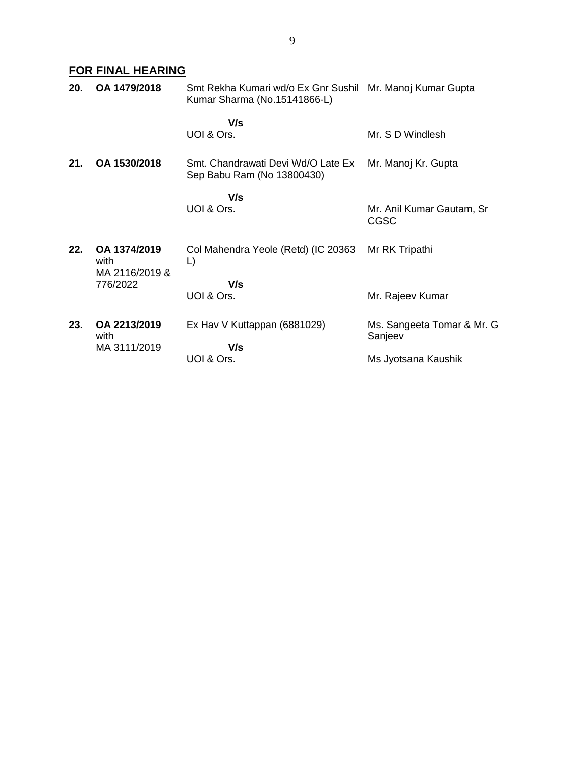## FOR FINAL HEARING

| | | | |
|---|---|---|---|
| **20.** | **OA 1479/2018** | Smt Rekha Kumari wd/o Ex Gnr Sushil Kumar Sharma (No.15141866-L) | Mr. Manoj Kumar Gupta |
| | | **V/s** UOI & Ors. | Mr. S D Windlesh |
| **21.** | **OA 1530/2018** | Smt. Chandrawati Devi Wd/O Late Ex Sep Babu Ram (No 13800430) | Mr. Manoj Kr. Gupta |
| | | **V/s** UOI & Ors. | Mr. Anil Kumar Gautam, Sr CGSC |
| **22.** | **OA 1374/2019** with MA 2116/2019 & 776/2022 | Col Mahendra Yeole (Retd) (IC 20363 L) | Mr RK Tripathi |
| | | **V/s** UOI & Ors. | Mr. Rajeev Kumar |
| **23.** | **OA 2213/2019** with MA 3111/2019 | Ex Hav V Kuttappan (6881029) | Ms. Sangeeta Tomar & Mr. G Sanjeev |
| | | **V/s** UOI & Ors. | Ms Jyotsana Kaushik |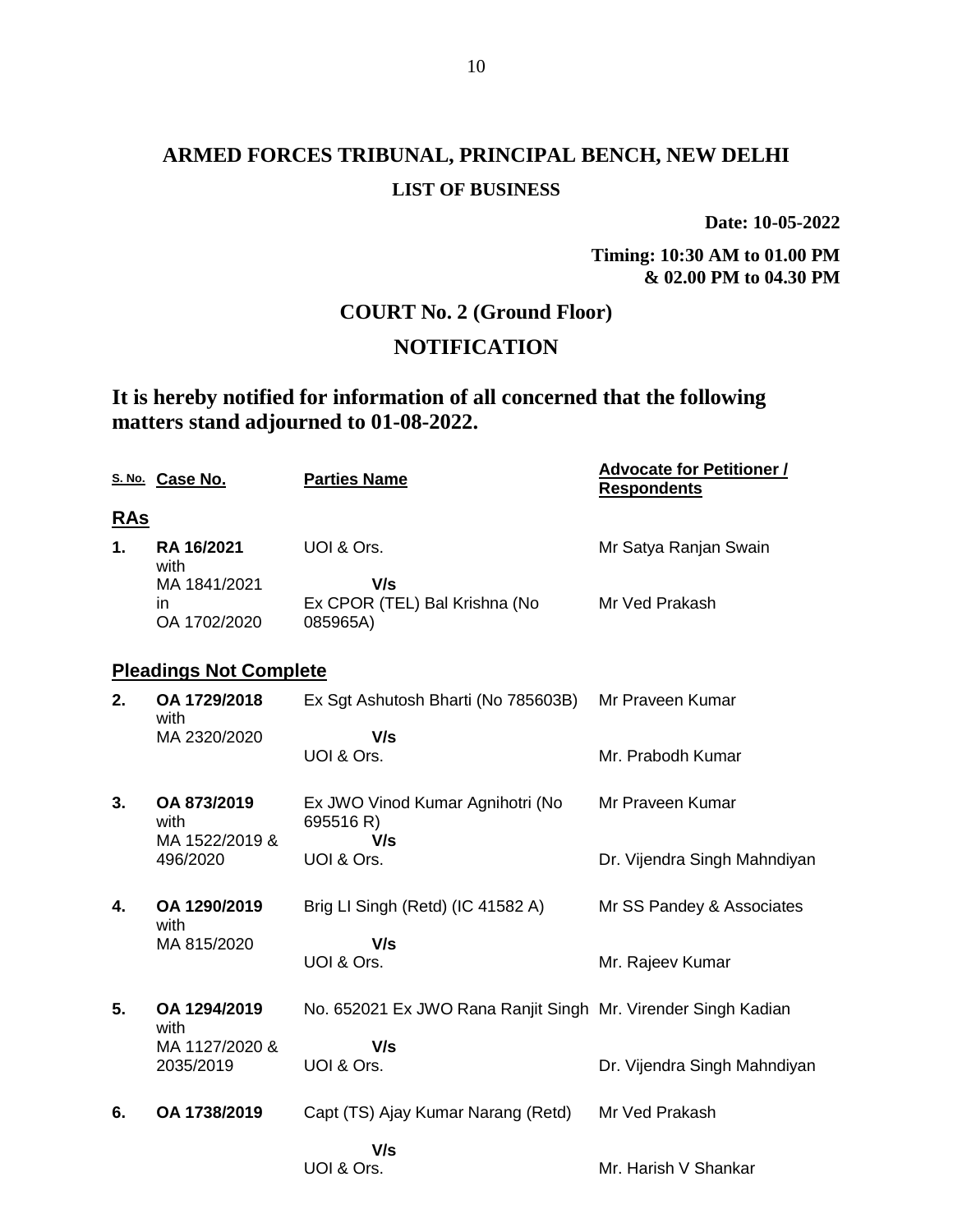# ARMED FORCES TRIBUNAL, PRINCIPAL BENCH, NEW DELHI

## LIST OF BUSINESS

**Date: 10-05-2022**

**Timing: 10:30 AM to 01.00 PM & 02.00 PM to 04.30 PM**

## COURT No. 2 (Ground Floor)

## NOTIFICATION

**It is hereby notified for information of all concerned that the following matters stand adjourned to 01-08-2022.**

| S. No. | Case No. | Parties Name | Advocate for Petitioner / Respondents |
|---|---|---|---|
| **RAs** | | | |
| **1.** | **RA 16/2021** with MA 1841/2021 in OA 1702/2020 | UOI & Ors.<br>**V/s**<br>Ex CPOR (TEL) Bal Krishna (No 085965A) | Mr Satya Ranjan Swain<br><br>Mr Ved Prakash |
| **Pleadings Not Complete** | | | |
| **2.** | **OA 1729/2018** with MA 2320/2020 | Ex Sgt Ashutosh Bharti (No 785603B)<br>**V/s**<br>UOI & Ors. | Mr Praveen Kumar<br><br>Mr. Prabodh Kumar |
| **3.** | **OA 873/2019** with MA 1522/2019 & 496/2020 | Ex JWO Vinod Kumar Agnihotri (No 695516 R)<br>**V/s**<br>UOI & Ors. | Mr Praveen Kumar<br><br>Dr. Vijendra Singh Mahndiyan |
| **4.** | **OA 1290/2019** with MA 815/2020 | Brig LI Singh (Retd) (IC 41582 A)<br>**V/s**<br>UOI & Ors. | Mr SS Pandey & Associates<br><br>Mr. Rajeev Kumar |
| **5.** | **OA 1294/2019** with MA 1127/2020 & 2035/2019 | No. 652021 Ex JWO Rana Ranjit Singh<br>**V/s**<br>UOI & Ors. | Mr. Virender Singh Kadian<br><br>Dr. Vijendra Singh Mahndiyan |
| **6.** | **OA 1738/2019** | Capt (TS) Ajay Kumar Narang (Retd)<br>**V/s**<br>UOI & Ors. | Mr Ved Prakash<br><br>Mr. Harish V Shankar |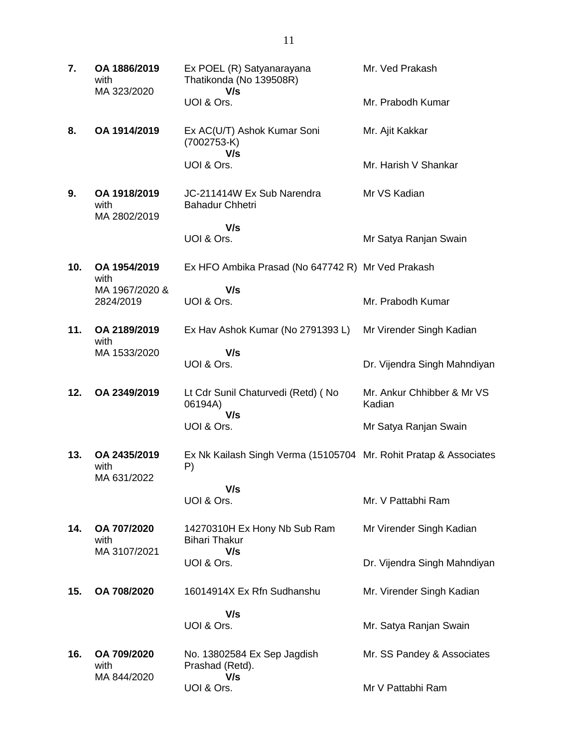| | | | |
|---|---|---|---|
| **7.** | **OA 1886/2019** with MA 323/2020 | Ex POEL (R) Satyanarayana Thatikonda (No 139508R) **V/s** UOI & Ors. | Mr. Ved Prakash<br><br>Mr. Prabodh Kumar |
| **8.** | **OA 1914/2019** | Ex AC(U/T) Ashok Kumar Soni (7002753-K) **V/s** UOI & Ors. | Mr. Ajit Kakkar<br><br>Mr. Harish V Shankar |
| **9.** | **OA 1918/2019** with MA 2802/2019 | JC-211414W Ex Sub Narendra Bahadur Chhetri **V/s** UOI & Ors. | Mr VS Kadian<br><br>Mr Satya Ranjan Swain |
| **10.** | **OA 1954/2019** with MA 1967/2020 & 2824/2019 | Ex HFO Ambika Prasad (No 647742 R) **V/s** UOI & Ors. | Mr Ved Prakash<br><br>Mr. Prabodh Kumar |
| **11.** | **OA 2189/2019** with MA 1533/2020 | Ex Hav Ashok Kumar (No 2791393 L) **V/s** UOI & Ors. | Mr Virender Singh Kadian<br><br>Dr. Vijendra Singh Mahndiyan |
| **12.** | **OA 2349/2019** | Lt Cdr Sunil Chaturvedi (Retd) ( No 06194A) **V/s** UOI & Ors. | Mr. Ankur Chhibber & Mr VS Kadian<br><br>Mr Satya Ranjan Swain |
| **13.** | **OA 2435/2019** with MA 631/2022 | Ex Nk Kailash Singh Verma (15105704 P) **V/s** UOI & Ors. | Mr. Rohit Pratap & Associates<br><br>Mr. V Pattabhi Ram |
| **14.** | **OA 707/2020** with MA 3107/2021 | 14270310H Ex Hony Nb Sub Ram Bihari Thakur **V/s** UOI & Ors. | Mr Virender Singh Kadian<br><br>Dr. Vijendra Singh Mahndiyan |
| **15.** | **OA 708/2020** | 16014914X Ex Rfn Sudhanshu **V/s** UOI & Ors. | Mr. Virender Singh Kadian<br><br>Mr. Satya Ranjan Swain |
| **16.** | **OA 709/2020** with MA 844/2020 | No. 13802584 Ex Sep Jagdish Prashad (Retd). **V/s** UOI & Ors. | Mr. SS Pandey & Associates<br><br>Mr V Pattabhi Ram |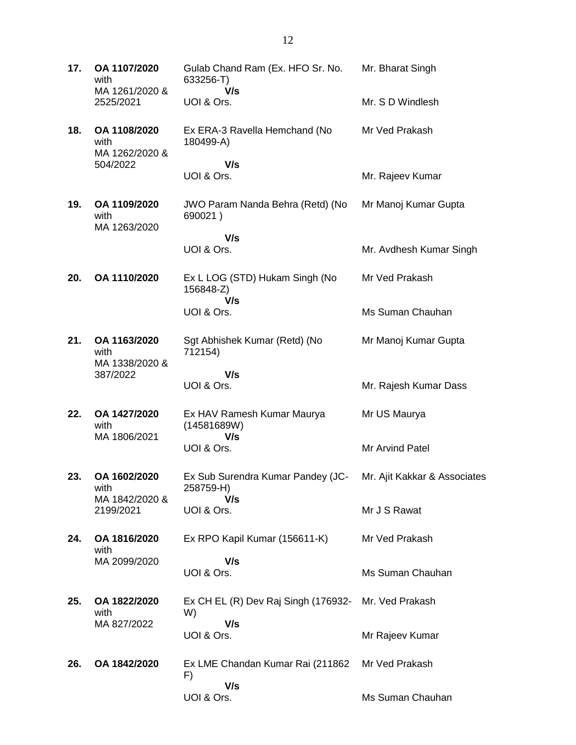| | | | |
|---|---|---|---|
| **17.** | **OA 1107/2020** with MA 1261/2020 & 2525/2021 | Gulab Chand Ram (Ex. HFO Sr. No. 633256-T) **V/s** UOI & Ors. | Mr. Bharat Singh<br><br>Mr. S D Windlesh |
| **18.** | **OA 1108/2020** with MA 1262/2020 & 504/2022 | Ex ERA-3 Ravella Hemchand (No 180499-A) **V/s** UOI & Ors. | Mr Ved Prakash<br><br>Mr. Rajeev Kumar |
| **19.** | **OA 1109/2020** with MA 1263/2020 | JWO Param Nanda Behra (Retd) (No 690021 ) **V/s** UOI & Ors. | Mr Manoj Kumar Gupta<br><br>Mr. Avdhesh Kumar Singh |
| **20.** | **OA 1110/2020** | Ex L LOG (STD) Hukam Singh (No 156848-Z) **V/s** UOI & Ors. | Mr Ved Prakash<br><br>Ms Suman Chauhan |
| **21.** | **OA 1163/2020** with MA 1338/2020 & 387/2022 | Sgt Abhishek Kumar (Retd) (No 712154) **V/s** UOI & Ors. | Mr Manoj Kumar Gupta<br><br>Mr. Rajesh Kumar Dass |
| **22.** | **OA 1427/2020** with MA 1806/2021 | Ex HAV Ramesh Kumar Maurya (14581689W) **V/s** UOI & Ors. | Mr US Maurya<br><br>Mr Arvind Patel |
| **23.** | **OA 1602/2020** with MA 1842/2020 & 2199/2021 | Ex Sub Surendra Kumar Pandey (JC-258759-H) **V/s** UOI & Ors. | Mr. Ajit Kakkar & Associates<br><br>Mr J S Rawat |
| **24.** | **OA 1816/2020** with MA 2099/2020 | Ex RPO Kapil Kumar (156611-K) **V/s** UOI & Ors. | Mr Ved Prakash<br><br>Ms Suman Chauhan |
| **25.** | **OA 1822/2020** with MA 827/2022 | Ex CH EL (R) Dev Raj Singh (176932-W) **V/s** UOI & Ors. | Mr. Ved Prakash<br><br>Mr Rajeev Kumar |
| **26.** | **OA 1842/2020** | Ex LME Chandan Kumar Rai (211862 F) **V/s** UOI & Ors. | Mr Ved Prakash<br><br>Ms Suman Chauhan |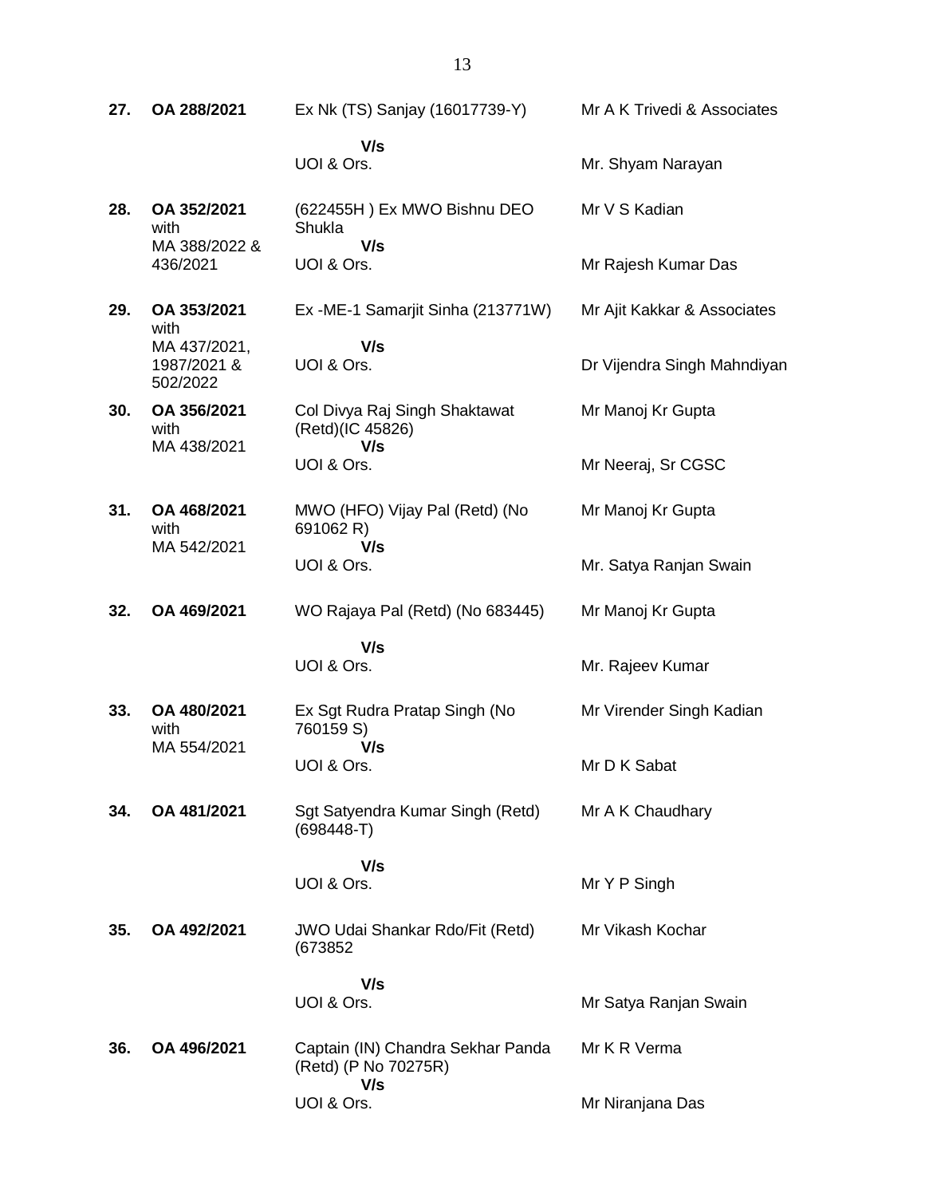| | | | |
|---|---|---|---|
| **27.** | **OA 288/2021** | Ex Nk (TS) Sanjay (16017739-Y)<br>**V/s**<br>UOI & Ors. | Mr A K Trivedi & Associates<br><br>Mr. Shyam Narayan |
| **28.** | **OA 352/2021** with MA 388/2022 & 436/2021 | (622455H ) Ex MWO Bishnu DEO Shukla<br>**V/s**<br>UOI & Ors. | Mr V S Kadian<br><br>Mr Rajesh Kumar Das |
| **29.** | **OA 353/2021** with MA 437/2021, 1987/2021 & 502/2022 | Ex -ME-1 Samarjit Sinha (213771W)<br>**V/s**<br>UOI & Ors. | Mr Ajit Kakkar & Associates<br><br>Dr Vijendra Singh Mahndiyan |
| **30.** | **OA 356/2021** with MA 438/2021 | Col Divya Raj Singh Shaktawat (Retd)(IC 45826)<br>**V/s**<br>UOI & Ors. | Mr Manoj Kr Gupta<br><br>Mr Neeraj, Sr CGSC |
| **31.** | **OA 468/2021** with MA 542/2021 | MWO (HFO) Vijay Pal (Retd) (No 691062 R)<br>**V/s**<br>UOI & Ors. | Mr Manoj Kr Gupta<br><br>Mr. Satya Ranjan Swain |
| **32.** | **OA 469/2021** | WO Rajaya Pal (Retd) (No 683445)<br>**V/s**<br>UOI & Ors. | Mr Manoj Kr Gupta<br><br>Mr. Rajeev Kumar |
| **33.** | **OA 480/2021** with MA 554/2021 | Ex Sgt Rudra Pratap Singh (No 760159 S)<br>**V/s**<br>UOI & Ors. | Mr Virender Singh Kadian<br><br>Mr D K Sabat |
| **34.** | **OA 481/2021** | Sgt Satyendra Kumar Singh (Retd) (698448-T)<br>**V/s**<br>UOI & Ors. | Mr A K Chaudhary<br><br>Mr Y P Singh |
| **35.** | **OA 492/2021** | JWO Udai Shankar Rdo/Fit (Retd) (673852<br>**V/s**<br>UOI & Ors. | Mr Vikash Kochar<br><br>Mr Satya Ranjan Swain |
| **36.** | **OA 496/2021** | Captain (IN) Chandra Sekhar Panda (Retd) (P No 70275R)<br>**V/s**<br>UOI & Ors. | Mr K R Verma<br><br>Mr Niranjana Das |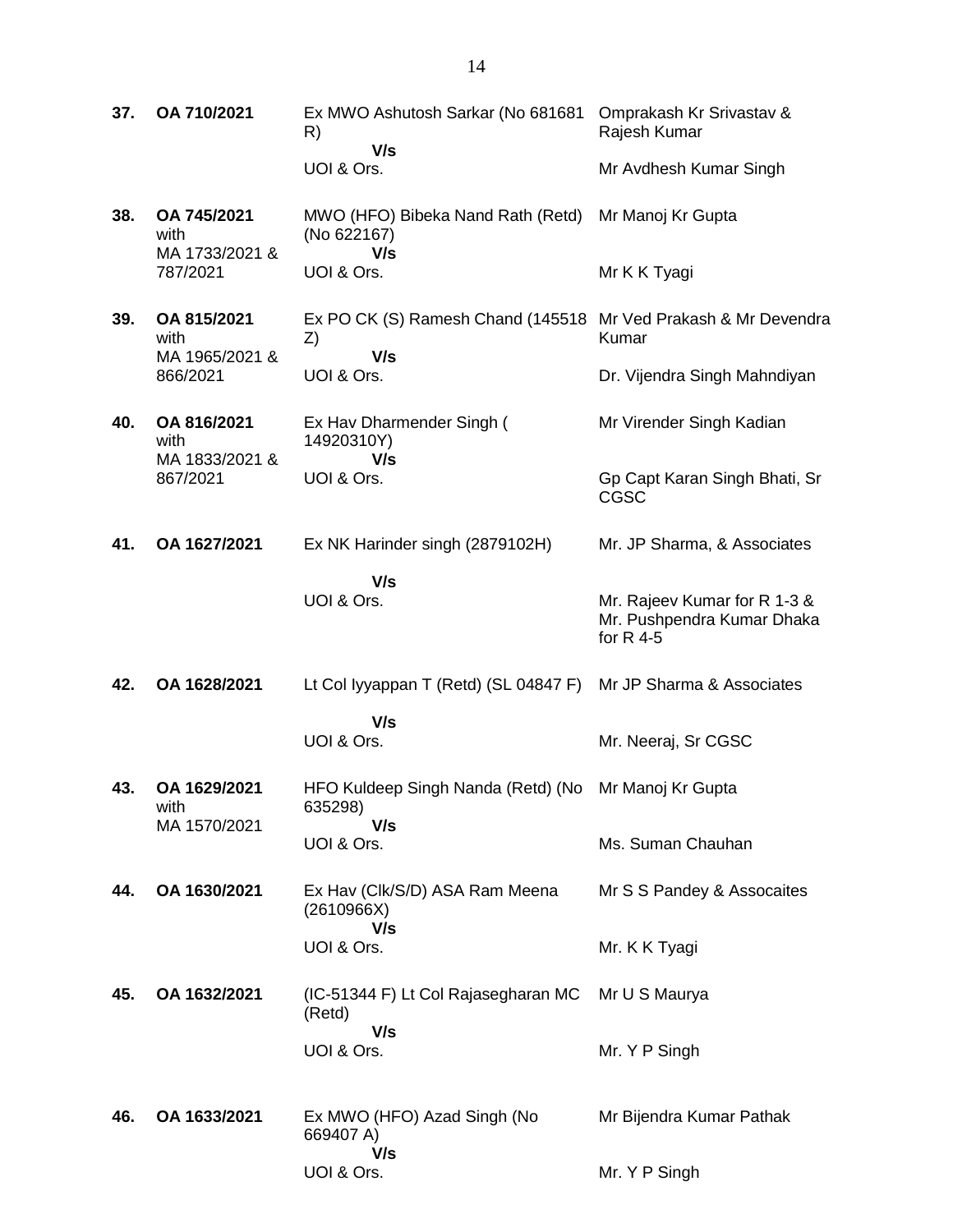| | | | |
|---|---|---|---|
| **37.** | **OA 710/2021** | Ex MWO Ashutosh Sarkar (No 681681 R)<br>**V/s**<br>UOI & Ors. | Omprakash Kr Srivastav & Rajesh Kumar<br><br>Mr Avdhesh Kumar Singh |
| **38.** | **OA 745/2021** with MA 1733/2021 & 787/2021 | MWO (HFO) Bibeka Nand Rath (Retd) (No 622167)<br>**V/s**<br>UOI & Ors. | Mr Manoj Kr Gupta<br><br>Mr K K Tyagi |
| **39.** | **OA 815/2021** with MA 1965/2021 & 866/2021 | Ex PO CK (S) Ramesh Chand (145518 Z)<br>**V/s**<br>UOI & Ors. | Mr Ved Prakash & Mr Devendra Kumar<br><br>Dr. Vijendra Singh Mahndiyan |
| **40.** | **OA 816/2021** with MA 1833/2021 & 867/2021 | Ex Hav Dharmender Singh ( 14920310Y)<br>**V/s**<br>UOI & Ors. | Mr Virender Singh Kadian<br><br>Gp Capt Karan Singh Bhati, Sr CGSC |
| **41.** | **OA 1627/2021** | Ex NK Harinder singh (2879102H)<br>**V/s**<br>UOI & Ors. | Mr. JP Sharma, & Associates<br><br>Mr. Rajeev Kumar for R 1-3 & Mr. Pushpendra Kumar Dhaka for R 4-5 |
| **42.** | **OA 1628/2021** | Lt Col Iyyappan T (Retd) (SL 04847 F)<br>**V/s**<br>UOI & Ors. | Mr JP Sharma & Associates<br><br>Mr. Neeraj, Sr CGSC |
| **43.** | **OA 1629/2021** with MA 1570/2021 | HFO Kuldeep Singh Nanda (Retd) (No 635298)<br>**V/s**<br>UOI & Ors. | Mr Manoj Kr Gupta<br><br>Ms. Suman Chauhan |
| **44.** | **OA 1630/2021** | Ex Hav (Clk/S/D) ASA Ram Meena (2610966X)<br>**V/s**<br>UOI & Ors. | Mr S S Pandey & Assocaites<br><br>Mr. K K Tyagi |
| **45.** | **OA 1632/2021** | (IC-51344 F) Lt Col Rajasegharan MC (Retd)<br>**V/s**<br>UOI & Ors. | Mr U S Maurya<br><br>Mr. Y P Singh |
| **46.** | **OA 1633/2021** | Ex MWO (HFO) Azad Singh (No 669407 A)<br>**V/s**<br>UOI & Ors. | Mr Bijendra Kumar Pathak<br><br>Mr. Y P Singh |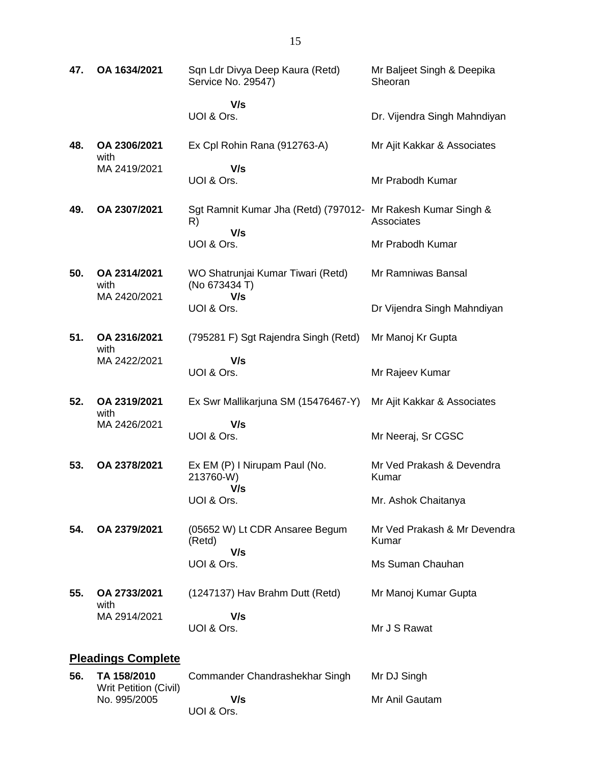| | | | |
|---|---|---|---|
| **47.** | **OA 1634/2021** | Sqn Ldr Divya Deep Kaura (Retd) Service No. 29547)<br>**V/s**<br>UOI & Ors. | Mr Baljeet Singh & Deepika Sheoran<br><br>Dr. Vijendra Singh Mahndiyan |
| **48.** | **OA 2306/2021** with MA 2419/2021 | Ex Cpl Rohin Rana (912763-A)<br>**V/s**<br>UOI & Ors. | Mr Ajit Kakkar & Associates<br><br>Mr Prabodh Kumar |
| **49.** | **OA 2307/2021** | Sgt Ramnit Kumar Jha (Retd) (797012-R)<br>**V/s**<br>UOI & Ors. | Mr Rakesh Kumar Singh & Associates<br><br>Mr Prabodh Kumar |
| **50.** | **OA 2314/2021** with MA 2420/2021 | WO Shatrunjai Kumar Tiwari (Retd) (No 673434 T)<br>**V/s**<br>UOI & Ors. | Mr Ramniwas Bansal<br><br>Dr Vijendra Singh Mahndiyan |
| **51.** | **OA 2316/2021** with MA 2422/2021 | (795281 F) Sgt Rajendra Singh (Retd)<br>**V/s**<br>UOI & Ors. | Mr Manoj Kr Gupta<br><br>Mr Rajeev Kumar |
| **52.** | **OA 2319/2021** with MA 2426/2021 | Ex Swr Mallikarjuna SM (15476467-Y)<br>**V/s**<br>UOI & Ors. | Mr Ajit Kakkar & Associates<br><br>Mr Neeraj, Sr CGSC |
| **53.** | **OA 2378/2021** | Ex EM (P) I Nirupam Paul (No. 213760-W)<br>**V/s**<br>UOI & Ors. | Mr Ved Prakash & Devendra Kumar<br><br>Mr. Ashok Chaitanya |
| **54.** | **OA 2379/2021** | (05652 W) Lt CDR Ansaree Begum (Retd)<br>**V/s**<br>UOI & Ors. | Mr Ved Prakash & Mr Devendra Kumar<br><br>Ms Suman Chauhan |
| **55.** | **OA 2733/2021** with MA 2914/2021 | (1247137) Hav Brahm Dutt (Retd)<br>**V/s**<br>UOI & Ors. | Mr Manoj Kumar Gupta<br><br>Mr J S Rawat |

## **Pleadings Complete**

| | | | |
|---|---|---|---|
| **56.** | **TA 158/2010** Writ Petition (Civil) No. 995/2005 | Commander Chandrashekhar Singh<br>**V/s**<br>UOI & Ors. | Mr DJ Singh<br><br>Mr Anil Gautam |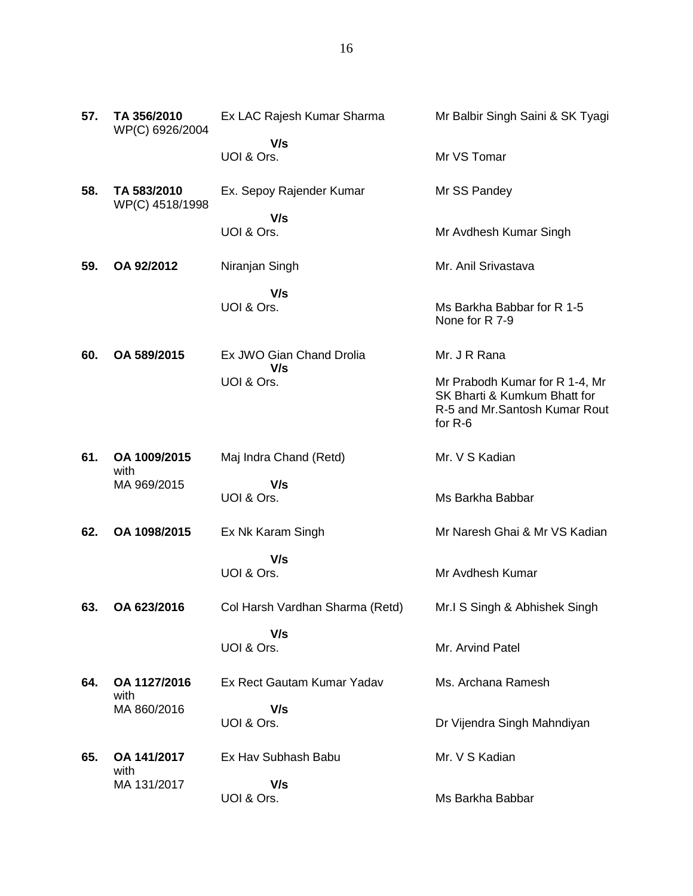| | | | |
|---|---|---|---|
| **57.** | **TA 356/2010** WP(C) 6926/2004 | Ex LAC Rajesh Kumar Sharma **V/s** UOI & Ors. | Mr Balbir Singh Saini & SK Tyagi<br><br>Mr VS Tomar |
| **58.** | **TA 583/2010** WP(C) 4518/1998 | Ex. Sepoy Rajender Kumar **V/s** UOI & Ors. | Mr SS Pandey<br><br>Mr Avdhesh Kumar Singh |
| **59.** | **OA 92/2012** | Niranjan Singh **V/s** UOI & Ors. | Mr. Anil Srivastava<br><br>Ms Barkha Babbar for R 1-5 None for R 7-9 |
| **60.** | **OA 589/2015** | Ex JWO Gian Chand Drolia **V/s** UOI & Ors. | Mr. J R Rana<br><br>Mr Prabodh Kumar for R 1-4, Mr SK Bharti & Kumkum Bhatt for R-5 and Mr.Santosh Kumar Rout for R-6 |
| **61.** | **OA 1009/2015** with MA 969/2015 | Maj Indra Chand (Retd) **V/s** UOI & Ors. | Mr. V S Kadian<br><br>Ms Barkha Babbar |
| **62.** | **OA 1098/2015** | Ex Nk Karam Singh **V/s** UOI & Ors. | Mr Naresh Ghai & Mr VS Kadian<br><br>Mr Avdhesh Kumar |
| **63.** | **OA 623/2016** | Col Harsh Vardhan Sharma (Retd) **V/s** UOI & Ors. | Mr.I S Singh & Abhishek Singh<br><br>Mr. Arvind Patel |
| **64.** | **OA 1127/2016** with MA 860/2016 | Ex Rect Gautam Kumar Yadav **V/s** UOI & Ors. | Ms. Archana Ramesh<br><br>Dr Vijendra Singh Mahndiyan |
| **65.** | **OA 141/2017** with MA 131/2017 | Ex Hav Subhash Babu **V/s** UOI & Ors. | Mr. V S Kadian<br><br>Ms Barkha Babbar |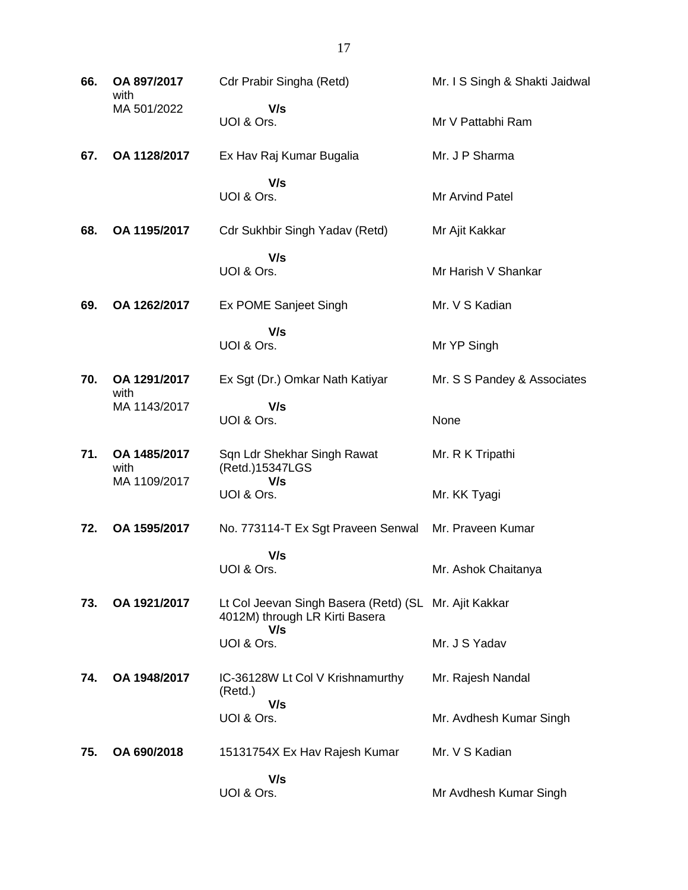| | | | |
|---|---|---|---|
| **66.** | **OA 897/2017** with MA 501/2022 | Cdr Prabir Singha (Retd) **V/s** UOI & Ors. | Mr. I S Singh & Shakti Jaidwal<br>Mr V Pattabhi Ram |
| **67.** | **OA 1128/2017** | Ex Hav Raj Kumar Bugalia **V/s** UOI & Ors. | Mr. J P Sharma<br>Mr Arvind Patel |
| **68.** | **OA 1195/2017** | Cdr Sukhbir Singh Yadav (Retd) **V/s** UOI & Ors. | Mr Ajit Kakkar<br>Mr Harish V Shankar |
| **69.** | **OA 1262/2017** | Ex POME Sanjeet Singh **V/s** UOI & Ors. | Mr. V S Kadian<br>Mr YP Singh |
| **70.** | **OA 1291/2017** with MA 1143/2017 | Ex Sgt (Dr.) Omkar Nath Katiyar **V/s** UOI & Ors. | Mr. S S Pandey & Associates<br>None |
| **71.** | **OA 1485/2017** with MA 1109/2017 | Sqn Ldr Shekhar Singh Rawat (Retd.)15347LGS **V/s** UOI & Ors. | Mr. R K Tripathi<br>Mr. KK Tyagi |
| **72.** | **OA 1595/2017** | No. 773114-T Ex Sgt Praveen Senwal **V/s** UOI & Ors. | Mr. Praveen Kumar<br>Mr. Ashok Chaitanya |
| **73.** | **OA 1921/2017** | Lt Col Jeevan Singh Basera (Retd) (SL 4012M) through LR Kirti Basera **V/s** UOI & Ors. | Mr. Ajit Kakkar<br>Mr. J S Yadav |
| **74.** | **OA 1948/2017** | IC-36128W Lt Col V Krishnamurthy (Retd.) **V/s** UOI & Ors. | Mr. Rajesh Nandal<br>Mr. Avdhesh Kumar Singh |
| **75.** | **OA 690/2018** | 15131754X Ex Hav Rajesh Kumar **V/s** UOI & Ors. | Mr. V S Kadian<br>Mr Avdhesh Kumar Singh |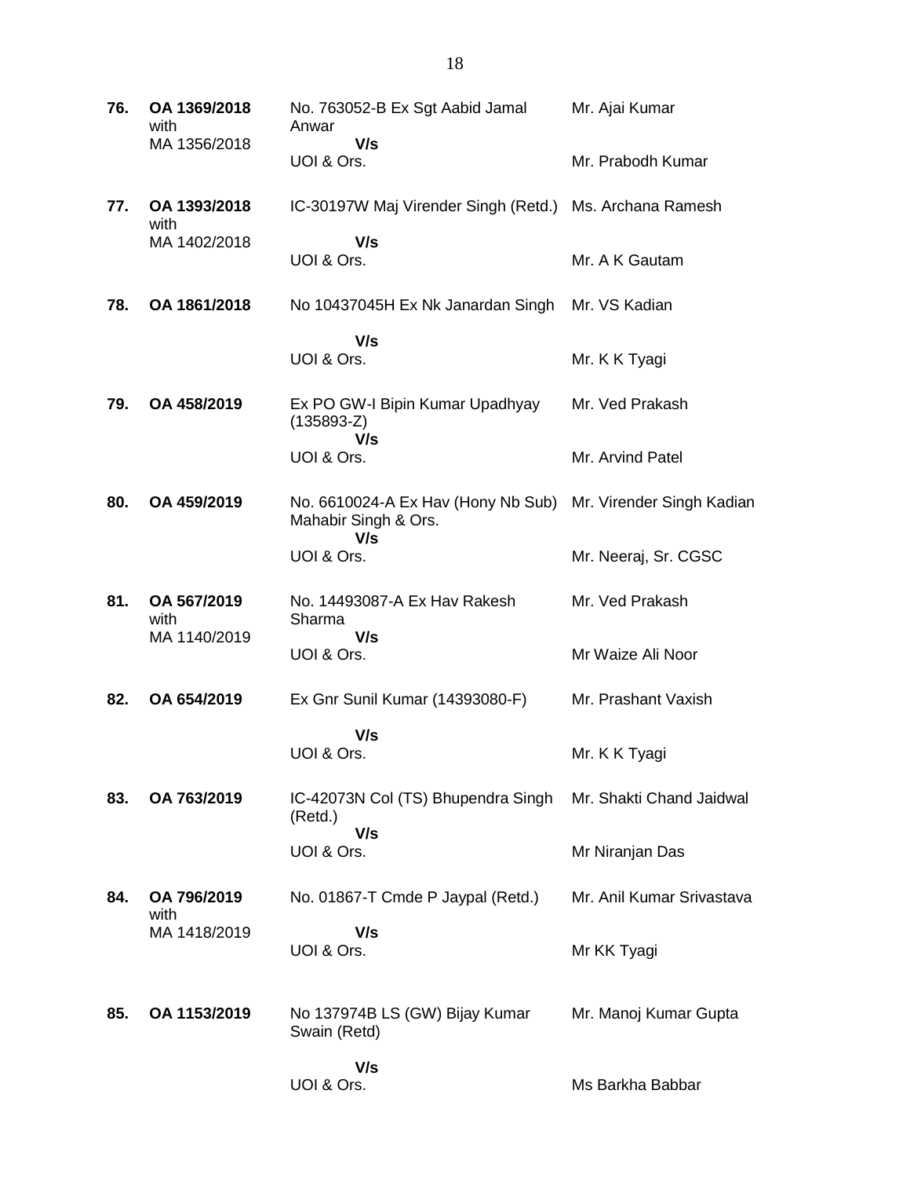| | | | |
|---|---|---|---|
| **76.** | **OA 1369/2018** with MA 1356/2018 | No. 763052-B Ex Sgt Aabid Jamal Anwar **V/s** UOI & Ors. | Mr. Ajai Kumar<br><br>Mr. Prabodh Kumar |
| **77.** | **OA 1393/2018** with MA 1402/2018 | IC-30197W Maj Virender Singh (Retd.) **V/s** UOI & Ors. | Ms. Archana Ramesh<br><br>Mr. A K Gautam |
| **78.** | **OA 1861/2018** | No 10437045H Ex Nk Janardan Singh **V/s** UOI & Ors. | Mr. VS Kadian<br><br>Mr. K K Tyagi |
| **79.** | **OA 458/2019** | Ex PO GW-I Bipin Kumar Upadhyay (135893-Z) **V/s** UOI & Ors. | Mr. Ved Prakash<br><br>Mr. Arvind Patel |
| **80.** | **OA 459/2019** | No. 6610024-A Ex Hav (Hony Nb Sub) Mahabir Singh & Ors. **V/s** UOI & Ors. | Mr. Virender Singh Kadian<br><br>Mr. Neeraj, Sr. CGSC |
| **81.** | **OA 567/2019** with MA 1140/2019 | No. 14493087-A Ex Hav Rakesh Sharma **V/s** UOI & Ors. | Mr. Ved Prakash<br><br>Mr Waize Ali Noor |
| **82.** | **OA 654/2019** | Ex Gnr Sunil Kumar (14393080-F) **V/s** UOI & Ors. | Mr. Prashant Vaxish<br><br>Mr. K K Tyagi |
| **83.** | **OA 763/2019** | IC-42073N Col (TS) Bhupendra Singh (Retd.) **V/s** UOI & Ors. | Mr. Shakti Chand Jaidwal<br><br>Mr Niranjan Das |
| **84.** | **OA 796/2019** with MA 1418/2019 | No. 01867-T Cmde P Jaypal (Retd.) **V/s** UOI & Ors. | Mr. Anil Kumar Srivastava<br><br>Mr KK Tyagi |
| **85.** | **OA 1153/2019** | No 137974B LS (GW) Bijay Kumar Swain (Retd) **V/s** UOI & Ors. | Mr. Manoj Kumar Gupta<br><br>Ms Barkha Babbar |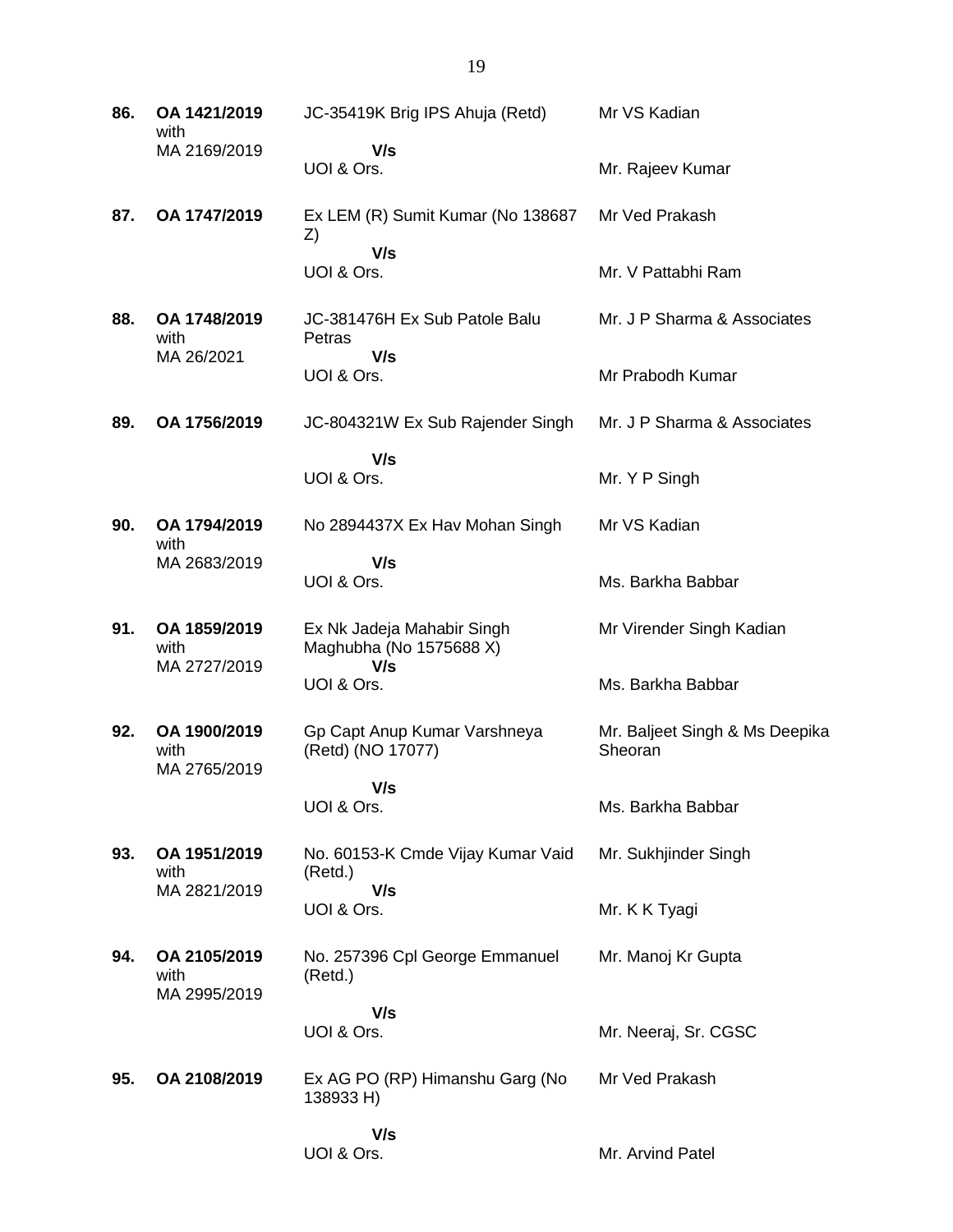| | | | |
|---|---|---|---|
| **86.** | **OA 1421/2019** with MA 2169/2019 | JC-35419K Brig IPS Ahuja (Retd) **V/s** UOI & Ors. | Mr VS Kadian<br><br>Mr. Rajeev Kumar |
| **87.** | **OA 1747/2019** | Ex LEM (R) Sumit Kumar (No 138687 Z) **V/s** UOI & Ors. | Mr Ved Prakash<br><br>Mr. V Pattabhi Ram |
| **88.** | **OA 1748/2019** with MA 26/2021 | JC-381476H Ex Sub Patole Balu Petras **V/s** UOI & Ors. | Mr. J P Sharma & Associates<br><br>Mr Prabodh Kumar |
| **89.** | **OA 1756/2019** | JC-804321W Ex Sub Rajender Singh **V/s** UOI & Ors. | Mr. J P Sharma & Associates<br><br>Mr. Y P Singh |
| **90.** | **OA 1794/2019** with MA 2683/2019 | No 2894437X Ex Hav Mohan Singh **V/s** UOI & Ors. | Mr VS Kadian<br><br>Ms. Barkha Babbar |
| **91.** | **OA 1859/2019** with MA 2727/2019 | Ex Nk Jadeja Mahabir Singh Maghubha (No 1575688 X) **V/s** UOI & Ors. | Mr Virender Singh Kadian<br><br>Ms. Barkha Babbar |
| **92.** | **OA 1900/2019** with MA 2765/2019 | Gp Capt Anup Kumar Varshneya (Retd) (NO 17077) **V/s** UOI & Ors. | Mr. Baljeet Singh & Ms Deepika Sheoran<br><br>Ms. Barkha Babbar |
| **93.** | **OA 1951/2019** with MA 2821/2019 | No. 60153-K Cmde Vijay Kumar Vaid (Retd.) **V/s** UOI & Ors. | Mr. Sukhjinder Singh<br><br>Mr. K K Tyagi |
| **94.** | **OA 2105/2019** with MA 2995/2019 | No. 257396 Cpl George Emmanuel (Retd.) **V/s** UOI & Ors. | Mr. Manoj Kr Gupta<br><br>Mr. Neeraj, Sr. CGSC |
| **95.** | **OA 2108/2019** | Ex AG PO (RP) Himanshu Garg (No 138933 H) **V/s** UOI & Ors. | Mr Ved Prakash<br><br>Mr. Arvind Patel |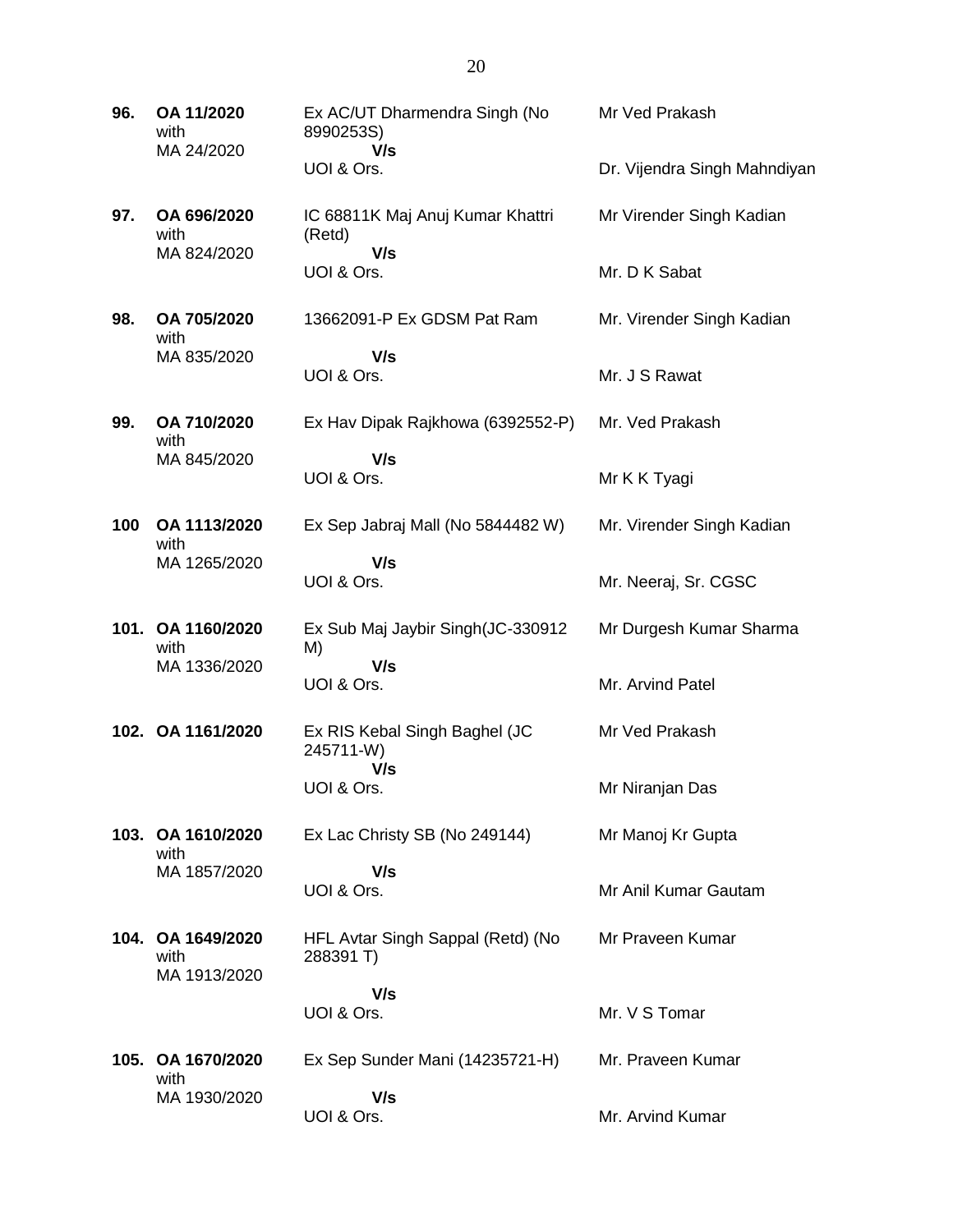| | | | |
|---|---|---|---|
| **96.** | **OA 11/2020** with MA 24/2020 | Ex AC/UT Dharmendra Singh (No 8990253S) **V/s** UOI & Ors. | Mr Ved Prakash<br><br>Dr. Vijendra Singh Mahndiyan |
| **97.** | **OA 696/2020** with MA 824/2020 | IC 68811K Maj Anuj Kumar Khattri (Retd) **V/s** UOI & Ors. | Mr Virender Singh Kadian<br><br>Mr. D K Sabat |
| **98.** | **OA 705/2020** with MA 835/2020 | 13662091-P Ex GDSM Pat Ram **V/s** UOI & Ors. | Mr. Virender Singh Kadian<br><br>Mr. J S Rawat |
| **99.** | **OA 710/2020** with MA 845/2020 | Ex Hav Dipak Rajkhowa (6392552-P) **V/s** UOI & Ors. | Mr. Ved Prakash<br><br>Mr K K Tyagi |
| **100** | **OA 1113/2020** with MA 1265/2020 | Ex Sep Jabraj Mall (No 5844482 W) **V/s** UOI & Ors. | Mr. Virender Singh Kadian<br><br>Mr. Neeraj, Sr. CGSC |
| **101.** | **OA 1160/2020** with MA 1336/2020 | Ex Sub Maj Jaybir Singh(JC-330912 M) **V/s** UOI & Ors. | Mr Durgesh Kumar Sharma<br><br>Mr. Arvind Patel |
| **102.** | **OA 1161/2020** | Ex RIS Kebal Singh Baghel (JC 245711-W) **V/s** UOI & Ors. | Mr Ved Prakash<br><br>Mr Niranjan Das |
| **103.** | **OA 1610/2020** with MA 1857/2020 | Ex Lac Christy SB (No 249144) **V/s** UOI & Ors. | Mr Manoj Kr Gupta<br><br>Mr Anil Kumar Gautam |
| **104.** | **OA 1649/2020** with MA 1913/2020 | HFL Avtar Singh Sappal (Retd) (No 288391 T) **V/s** UOI & Ors. | Mr Praveen Kumar<br><br>Mr. V S Tomar |
| **105.** | **OA 1670/2020** with MA 1930/2020 | Ex Sep Sunder Mani (14235721-H) **V/s** UOI & Ors. | Mr. Praveen Kumar<br><br>Mr. Arvind Kumar |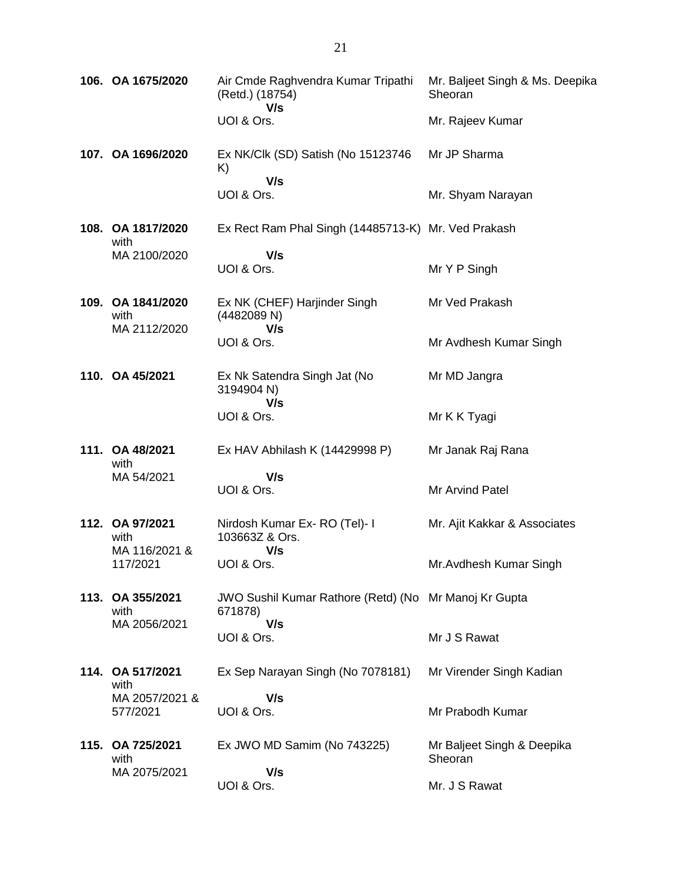| | | | |
|---|---|---|---|
| **106.** | **OA 1675/2020** | Air Cmde Raghvendra Kumar Tripathi (Retd.) (18754)<br>**V/s**<br>UOI & Ors. | Mr. Baljeet Singh & Ms. Deepika Sheoran<br><br>Mr. Rajeev Kumar |
| **107.** | **OA 1696/2020** | Ex NK/Clk (SD) Satish (No 15123746 K)<br>**V/s**<br>UOI & Ors. | Mr JP Sharma<br><br>Mr. Shyam Narayan |
| **108.** | **OA 1817/2020** with MA 2100/2020 | Ex Rect Ram Phal Singh (14485713-K)<br>**V/s**<br>UOI & Ors. | Mr. Ved Prakash<br><br>Mr Y P Singh |
| **109.** | **OA 1841/2020** with MA 2112/2020 | Ex NK (CHEF) Harjinder Singh (4482089 N)<br>**V/s**<br>UOI & Ors. | Mr Ved Prakash<br><br>Mr Avdhesh Kumar Singh |
| **110.** | **OA 45/2021** | Ex Nk Satendra Singh Jat (No 3194904 N)<br>**V/s**<br>UOI & Ors. | Mr MD Jangra<br><br>Mr K K Tyagi |
| **111.** | **OA 48/2021** with MA 54/2021 | Ex HAV Abhilash K (14429998 P)<br>**V/s**<br>UOI & Ors. | Mr Janak Raj Rana<br><br>Mr Arvind Patel |
| **112.** | **OA 97/2021** with MA 116/2021 & 117/2021 | Nirdosh Kumar Ex- RO (Tel)- I 103663Z & Ors.<br>**V/s**<br>UOI & Ors. | Mr. Ajit Kakkar & Associates<br><br>Mr.Avdhesh Kumar Singh |
| **113.** | **OA 355/2021** with MA 2056/2021 | JWO Sushil Kumar Rathore (Retd) (No 671878)<br>**V/s**<br>UOI & Ors. | Mr Manoj Kr Gupta<br><br>Mr J S Rawat |
| **114.** | **OA 517/2021** with MA 2057/2021 & 577/2021 | Ex Sep Narayan Singh (No 7078181)<br>**V/s**<br>UOI & Ors. | Mr Virender Singh Kadian<br><br>Mr Prabodh Kumar |
| **115.** | **OA 725/2021** with MA 2075/2021 | Ex JWO MD Samim (No 743225)<br>**V/s**<br>UOI & Ors. | Mr Baljeet Singh & Deepika Sheoran<br><br>Mr. J S Rawat |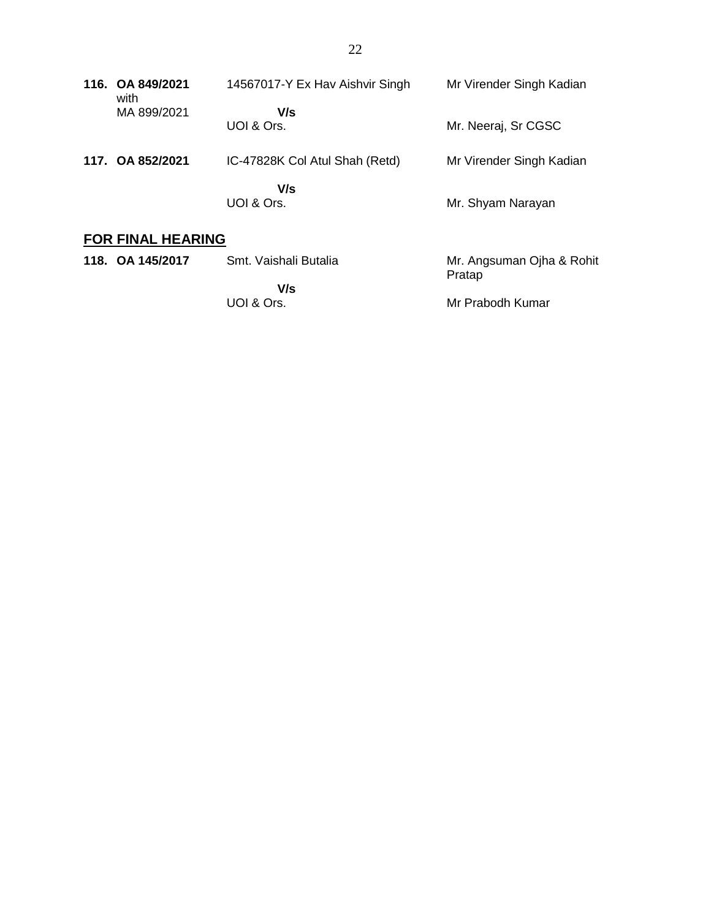| | | | |
|---|---|---|---|
| **116.** | **OA 849/2021** with MA 899/2021 | 14567017-Y Ex Hav Aishvir Singh **V/s** UOI & Ors. | Mr Virender Singh Kadian / Mr. Neeraj, Sr CGSC |
| **117.** | **OA 852/2021** | IC-47828K Col Atul Shah (Retd) **V/s** UOI & Ors. | Mr Virender Singh Kadian / Mr. Shyam Narayan |

## **FOR FINAL HEARING**

| | | | |
|---|---|---|---|
| **118.** | **OA 145/2017** | Smt. Vaishali Butalia **V/s** UOI & Ors. | Mr. Angsuman Ojha & Rohit Pratap / Mr Prabodh Kumar |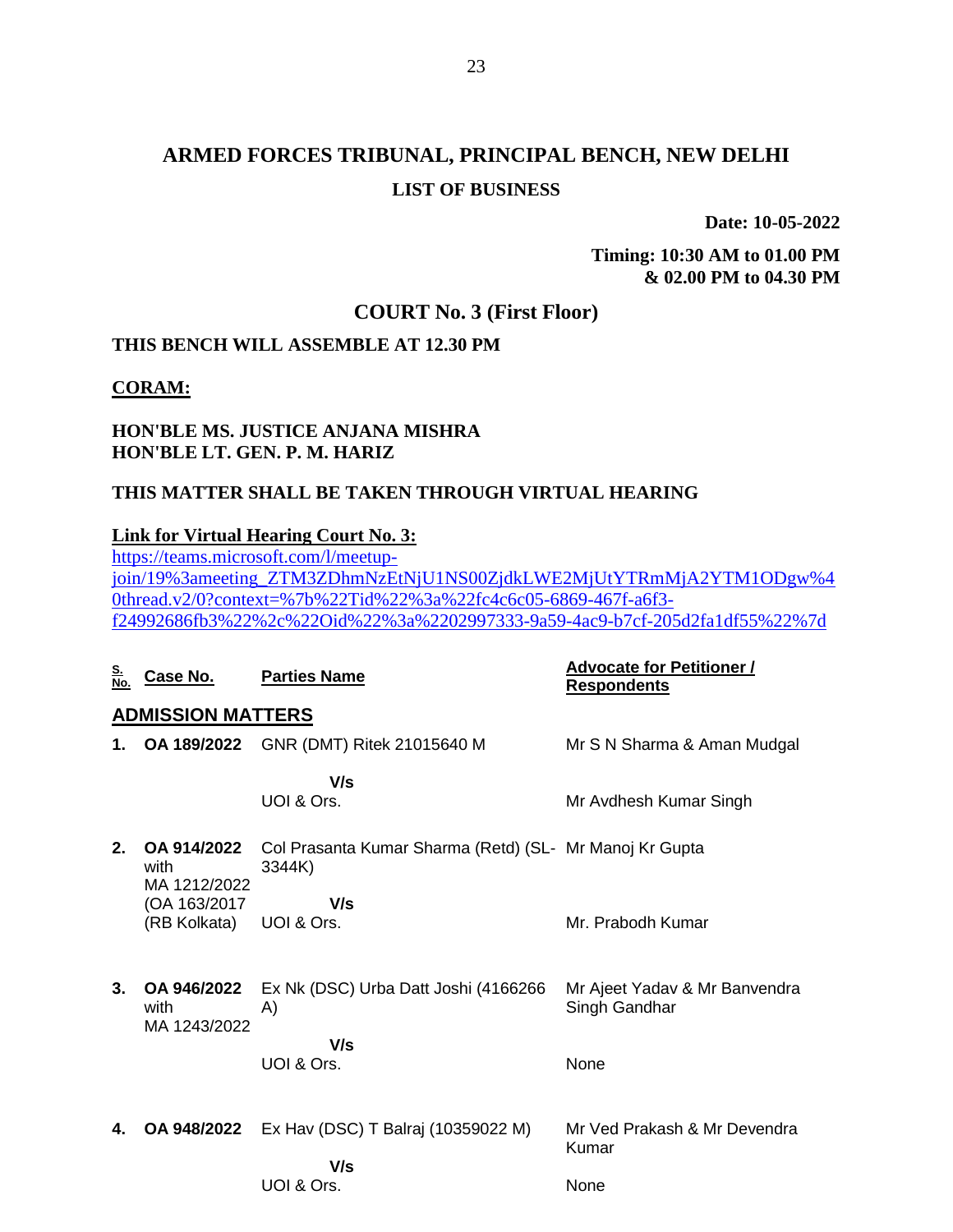# ARMED FORCES TRIBUNAL, PRINCIPAL BENCH, NEW DELHI

## LIST OF BUSINESS

**Date: 10-05-2022**

**Timing: 10:30 AM to 01.00 PM & 02.00 PM to 04.30 PM**

## COURT No. 3 (First Floor)

**THIS BENCH WILL ASSEMBLE AT 12.30 PM**

**CORAM:**

**HON'BLE MS. JUSTICE ANJANA MISHRA**
**HON'BLE LT. GEN. P. M. HARIZ**

**THIS MATTER SHALL BE TAKEN THROUGH VIRTUAL HEARING**

**Link for Virtual Hearing Court No. 3:**
https://teams.microsoft.com/l/meetup-join/19%3ameeting_ZTM3ZDhmNzEtNjU1NS00ZjdkLWE2MjUtYTRmMjA2YTM1ODgw%40thread.v2/0?context=%7b%22Tid%22%3a%22fc4c6c05-6869-467f-a6f3-f24992686fb3%22%2c%22Oid%22%3a%2202997333-9a59-4ac9-b7cf-205d2fa1df55%22%7d

| S. No. | Case No. | Parties Name | Advocate for Petitioner / Respondents |
|---|---|---|---|
| **ADMISSION MATTERS** | | | |
| **1.** | **OA 189/2022** | GNR (DMT) Ritek 21015640 M<br>**V/s**<br>UOI & Ors. | Mr S N Sharma & Aman Mudgal<br><br>Mr Avdhesh Kumar Singh |
| **2.** | **OA 914/2022** with MA 1212/2022 (OA 163/2017 (RB Kolkata) | Col Prasanta Kumar Sharma (Retd) (SL-3344K)<br>**V/s**<br>UOI & Ors. | Mr Manoj Kr Gupta<br><br>Mr. Prabodh Kumar |
| **3.** | **OA 946/2022** with MA 1243/2022 | Ex Nk (DSC) Urba Datt Joshi (4166266 A)<br>**V/s**<br>UOI & Ors. | Mr Ajeet Yadav & Mr Banvendra Singh Gandhar<br><br>None |
| **4.** | **OA 948/2022** | Ex Hav (DSC) T Balraj (10359022 M)<br>**V/s**<br>UOI & Ors. | Mr Ved Prakash & Mr Devendra Kumar<br><br>None |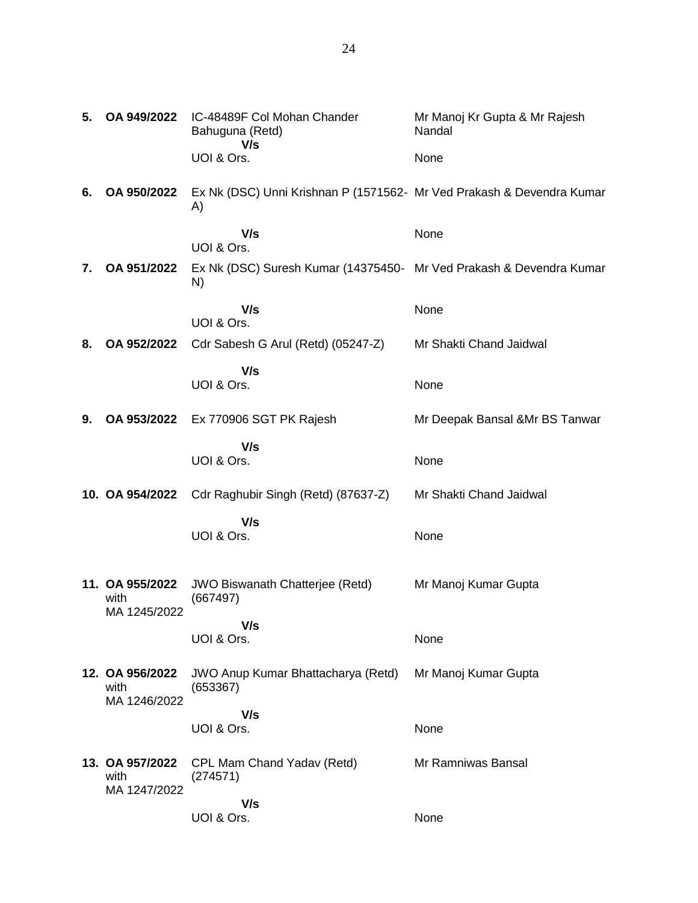| | | | |
|---|---|---|---|
| **5.** | **OA 949/2022** | IC-48489F Col Mohan Chander Bahuguna (Retd)<br>**V/s**<br>UOI & Ors. | Mr Manoj Kr Gupta & Mr Rajesh Nandal<br><br>None |
| **6.** | **OA 950/2022** | Ex Nk (DSC) Unni Krishnan P (1571562-A)<br>**V/s**<br>UOI & Ors. | Mr Ved Prakash & Devendra Kumar<br><br>None |
| **7.** | **OA 951/2022** | Ex Nk (DSC) Suresh Kumar (14375450-N)<br>**V/s**<br>UOI & Ors. | Mr Ved Prakash & Devendra Kumar<br><br>None |
| **8.** | **OA 952/2022** | Cdr Sabesh G Arul (Retd) (05247-Z)<br>**V/s**<br>UOI & Ors. | Mr Shakti Chand Jaidwal<br><br>None |
| **9.** | **OA 953/2022** | Ex 770906 SGT PK Rajesh<br>**V/s**<br>UOI & Ors. | Mr Deepak Bansal &Mr BS Tanwar<br><br>None |
| **10.** | **OA 954/2022** | Cdr Raghubir Singh (Retd) (87637-Z)<br>**V/s**<br>UOI & Ors. | Mr Shakti Chand Jaidwal<br><br>None |
| **11.** | **OA 955/2022** with MA 1245/2022 | JWO Biswanath Chatterjee (Retd) (667497)<br>**V/s**<br>UOI & Ors. | Mr Manoj Kumar Gupta<br><br>None |
| **12.** | **OA 956/2022** with MA 1246/2022 | JWO Anup Kumar Bhattacharya (Retd) (653367)<br>**V/s**<br>UOI & Ors. | Mr Manoj Kumar Gupta<br><br>None |
| **13.** | **OA 957/2022** with MA 1247/2022 | CPL Mam Chand Yadav (Retd) (274571)<br>**V/s**<br>UOI & Ors. | Mr Ramniwas Bansal<br><br>None |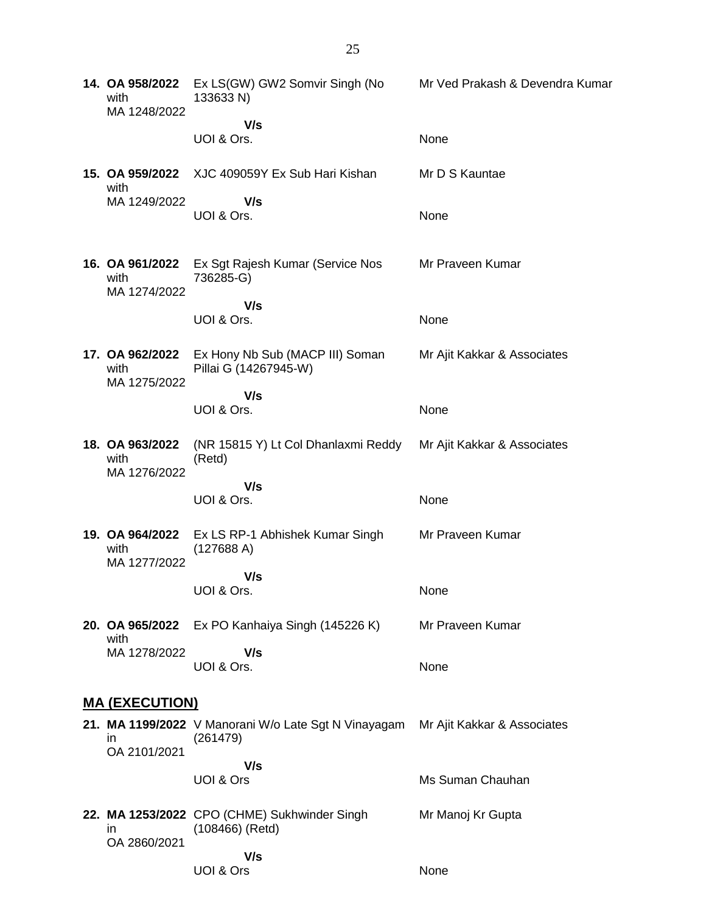| | | |
|---|---|---|
| **14. OA 958/2022** with MA 1248/2022 | Ex LS(GW) GW2 Somvir Singh (No 133633 N) | Mr Ved Prakash & Devendra Kumar |
| | **V/s** | |
| | UOI & Ors. | None |
| **15. OA 959/2022** with MA 1249/2022 | XJC 409059Y Ex Sub Hari Kishan | Mr D S Kauntae |
| | **V/s** | |
| | UOI & Ors. | None |
| **16. OA 961/2022** with MA 1274/2022 | Ex Sgt Rajesh Kumar (Service Nos 736285-G) | Mr Praveen Kumar |
| | **V/s** | |
| | UOI & Ors. | None |
| **17. OA 962/2022** with MA 1275/2022 | Ex Hony Nb Sub (MACP III) Soman Pillai G (14267945-W) | Mr Ajit Kakkar & Associates |
| | **V/s** | |
| | UOI & Ors. | None |
| **18. OA 963/2022** with MA 1276/2022 | (NR 15815 Y) Lt Col Dhanlaxmi Reddy (Retd) | Mr Ajit Kakkar & Associates |
| | **V/s** | |
| | UOI & Ors. | None |
| **19. OA 964/2022** with MA 1277/2022 | Ex LS RP-1 Abhishek Kumar Singh (127688 A) | Mr Praveen Kumar |
| | **V/s** | |
| | UOI & Ors. | None |
| **20. OA 965/2022** with MA 1278/2022 | Ex PO Kanhaiya Singh (145226 K) | Mr Praveen Kumar |
| | **V/s** | |
| | UOI & Ors. | None |

## MA (EXECUTION)

| | | |
|---|---|---|
| **21. MA 1199/2022** in OA 2101/2021 | V Manorani W/o Late Sgt N Vinayagam (261479) | Mr Ajit Kakkar & Associates |
| | **V/s** | |
| | UOI & Ors | Ms Suman Chauhan |
| **22. MA 1253/2022** in OA 2860/2021 | CPO (CHME) Sukhwinder Singh (108466) (Retd) | Mr Manoj Kr Gupta |
| | **V/s** | |
| | UOI & Ors | None |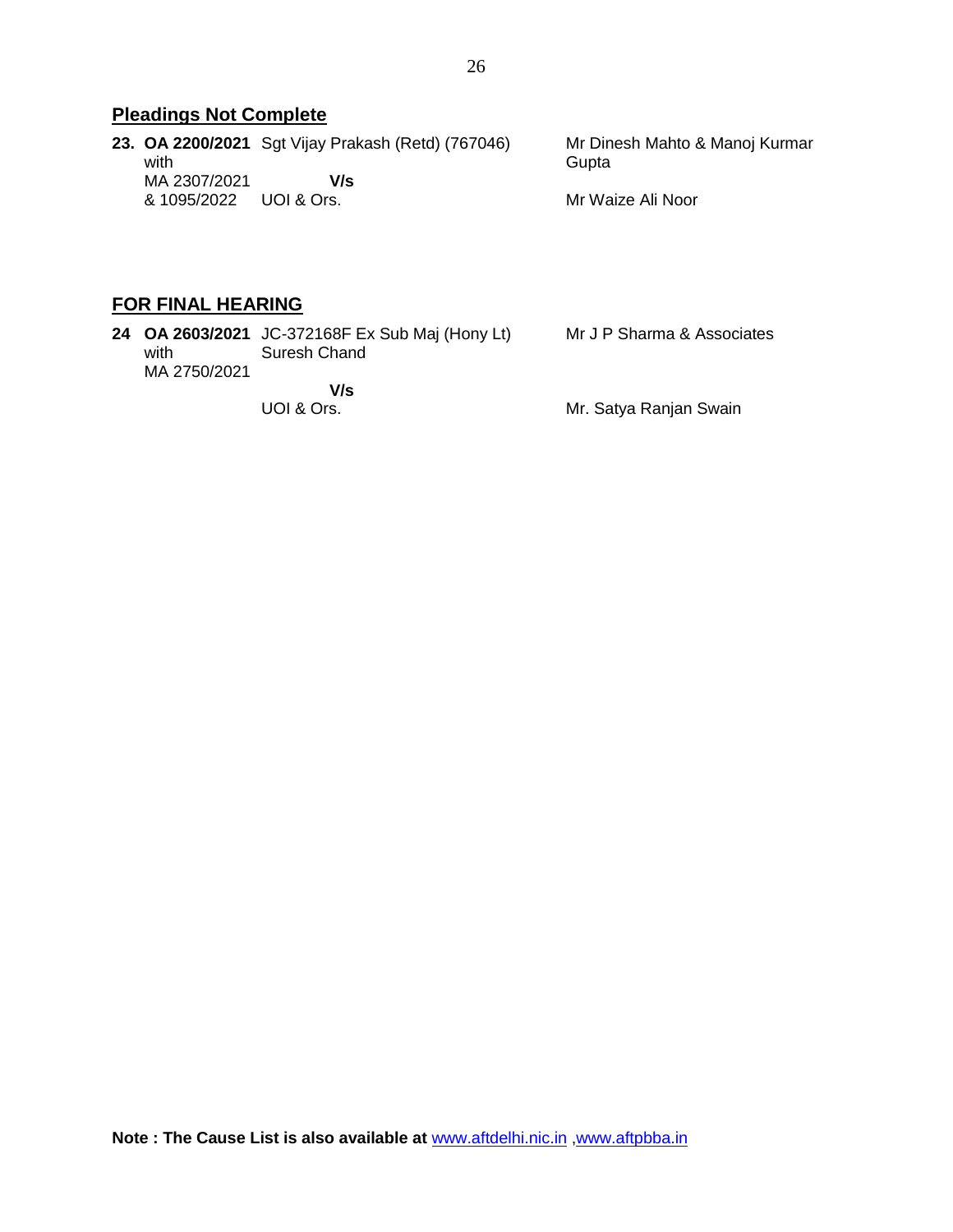## Pleadings Not Complete

| | | | |
|---|---|---|---|
| **23.** | **OA 2200/2021** with MA 2307/2021 & 1095/2022 | Sgt Vijay Prakash (Retd) (767046) **V/s** UOI & Ors. | Mr Dinesh Mahto & Manoj Kurmar Gupta <br> Mr Waize Ali Noor |

## FOR FINAL HEARING

| | | | |
|---|---|---|---|
| **24** | **OA 2603/2021** with MA 2750/2021 | JC-372168F Ex Sub Maj (Hony Lt) Suresh Chand **V/s** UOI & Ors. | Mr J P Sharma & Associates <br> Mr. Satya Ranjan Swain |

**Note : The Cause List is also available at** www.aftdelhi.nic.in ,www.aftpbba.in